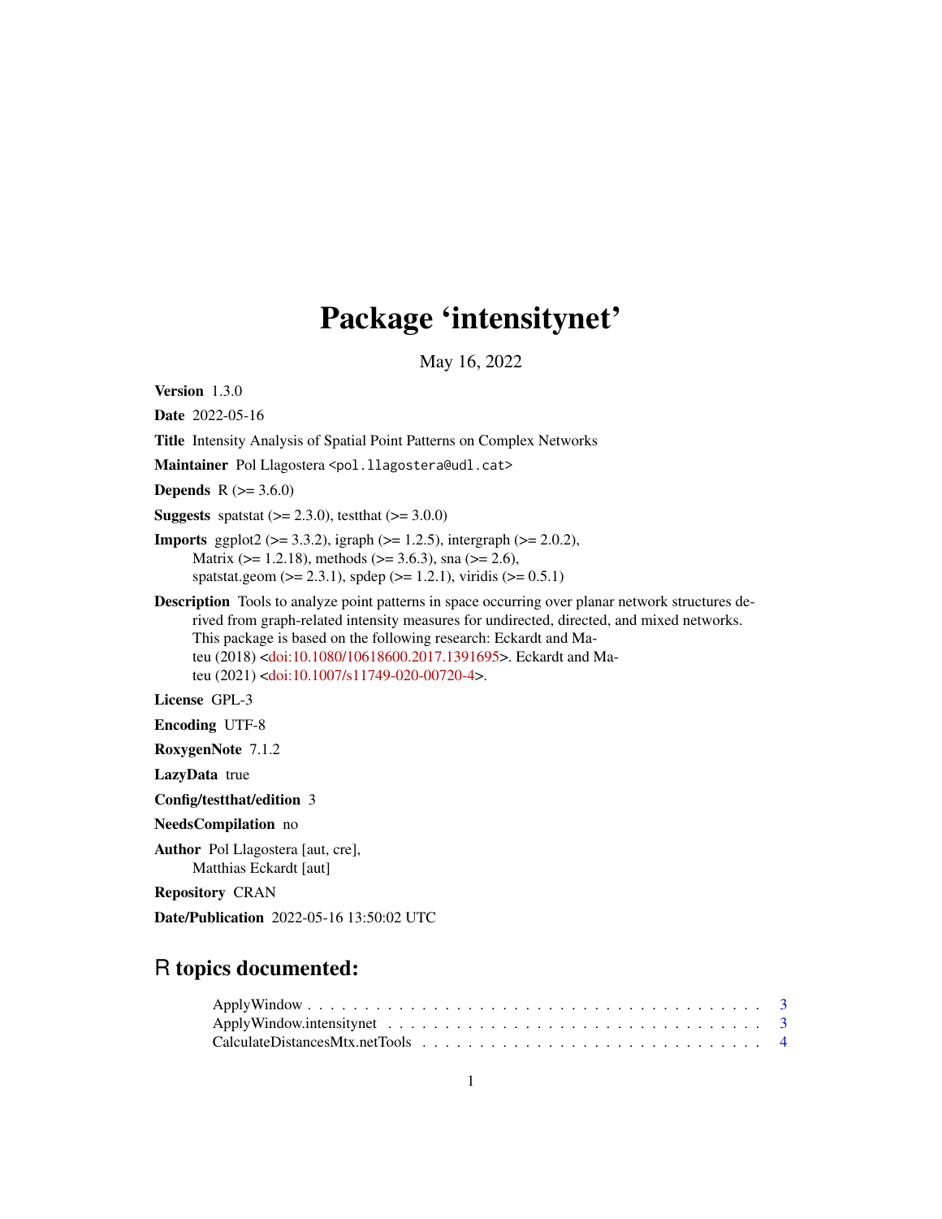# Package 'intensitynet'

May 16, 2022

**Version** 1.3.0

**Date** 2022-05-16

**Title** Intensity Analysis of Spatial Point Patterns on Complex Networks

**Maintainer** Pol Llagostera <pol.llagostera@udl.cat>

**Depends** R (>= 3.6.0)

**Suggests** spatstat (>= 2.3.0), testthat (>= 3.0.0)

**Imports** ggplot2 (>= 3.3.2), igraph (>= 1.2.5), intergraph (>= 2.0.2), Matrix (>= 1.2.18), methods (>= 3.6.3), sna (>= 2.6), spatstat.geom (>= 2.3.1), spdep (>= 1.2.1), viridis (>= 0.5.1)

**Description** Tools to analyze point patterns in space occurring over planar network structures derived from graph-related intensity measures for undirected, directed, and mixed networks. This package is based on the following research: Eckardt and Mateu (2018) <doi:10.1080/10618600.2017.1391695>. Eckardt and Mateu (2021) <doi:10.1007/s11749-020-00720-4>.

**License** GPL-3

**Encoding** UTF-8

**RoxygenNote** 7.1.2

**LazyData** true

**Config/testthat/edition** 3

**NeedsCompilation** no

**Author** Pol Llagostera [aut, cre], Matthias Eckardt [aut]

**Repository** CRAN

**Date/Publication** 2022-05-16 13:50:02 UTC

## R topics documented:

- ApplyWindow . . . . . . . . . . . . . . . . . . . . . . . . . . . . . . . . . . . . . . . . 3
- ApplyWindow.intensitynet . . . . . . . . . . . . . . . . . . . . . . . . . . . . . . . . . 3
- CalculateDistancesMtx.netTools . . . . . . . . . . . . . . . . . . . . . . . . . . . . . 4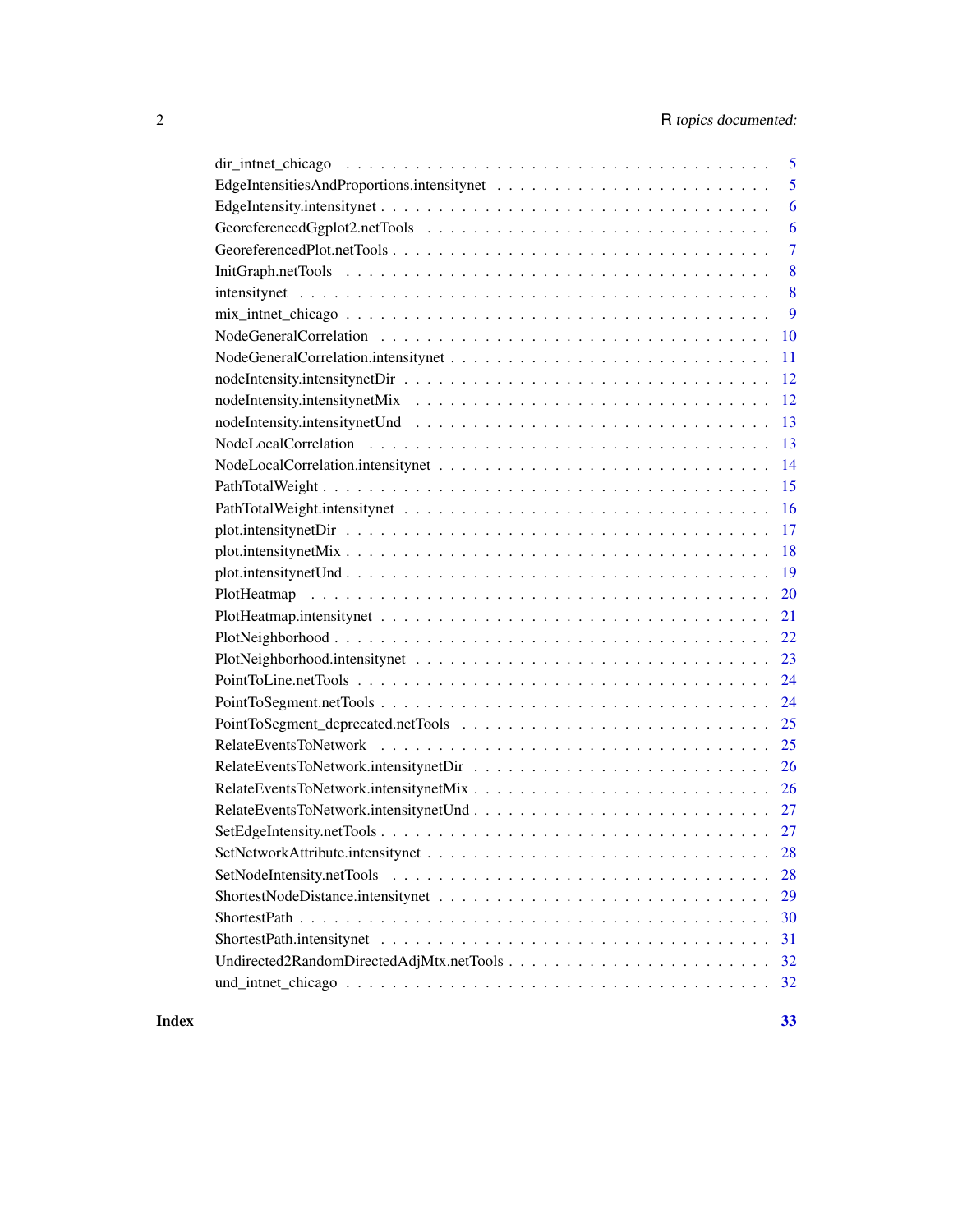| | |
|---|---|
| dir_intnet_chicago | 5 |
| EdgeIntensitiesAndProportions.intensitynet | 5 |
| EdgeIntensity.intensitynet | 6 |
| GeoreferencedGgplot2.netTools | 6 |
| GeoreferencedPlot.netTools | 7 |
| InitGraph.netTools | 8 |
| intensitynet | 8 |
| mix_intnet_chicago | 9 |
| NodeGeneralCorrelation | 10 |
| NodeGeneralCorrelation.intensitynet | 11 |
| nodeIntensity.intensitynetDir | 12 |
| nodeIntensity.intensitynetMix | 12 |
| nodeIntensity.intensitynetUnd | 13 |
| NodeLocalCorrelation | 13 |
| NodeLocalCorrelation.intensitynet | 14 |
| PathTotalWeight | 15 |
| PathTotalWeight.intensitynet | 16 |
| plot.intensitynetDir | 17 |
| plot.intensitynetMix | 18 |
| plot.intensitynetUnd | 19 |
| PlotHeatmap | 20 |
| PlotHeatmap.intensitynet | 21 |
| PlotNeighborhood | 22 |
| PlotNeighborhood.intensitynet | 23 |
| PointToLine.netTools | 24 |
| PointToSegment.netTools | 24 |
| PointToSegment_deprecated.netTools | 25 |
| RelateEventsToNetwork | 25 |
| RelateEventsToNetwork.intensitynetDir | 26 |
| RelateEventsToNetwork.intensitynetMix | 26 |
| RelateEventsToNetwork.intensitynetUnd | 27 |
| SetEdgeIntensity.netTools | 27 |
| SetNetworkAttribute.intensitynet | 28 |
| SetNodeIntensity.netTools | 28 |
| ShortestNodeDistance.intensitynet | 29 |
| ShortestPath | 30 |
| ShortestPath.intensitynet | 31 |
| Undirected2RandomDirectedAdjMtx.netTools | 32 |
| und_intnet_chicago | 32 |

**Index** **33**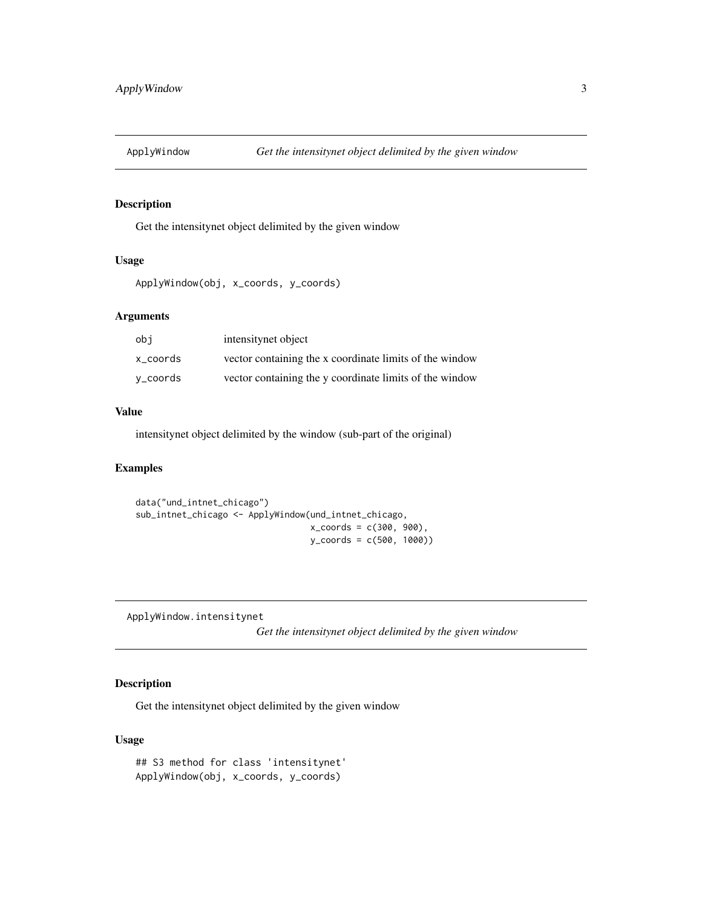## ApplyWindow — *Get the intensitynet object delimited by the given window*

### Description

Get the intensitynet object delimited by the given window

### Usage

```
ApplyWindow(obj, x_coords, y_coords)
```

### Arguments

| | |
|---|---|
| obj | intensitynet object |
| x_coords | vector containing the x coordinate limits of the window |
| y_coords | vector containing the y coordinate limits of the window |

### Value

intensitynet object delimited by the window (sub-part of the original)

### Examples

```
data("und_intnet_chicago")
sub_intnet_chicago <- ApplyWindow(und_intnet_chicago,
                                  x_coords = c(300, 900),
                                  y_coords = c(500, 1000))
```

## ApplyWindow.intensitynet — *Get the intensitynet object delimited by the given window*

### Description

Get the intensitynet object delimited by the given window

### Usage

```
## S3 method for class 'intensitynet'
ApplyWindow(obj, x_coords, y_coords)
```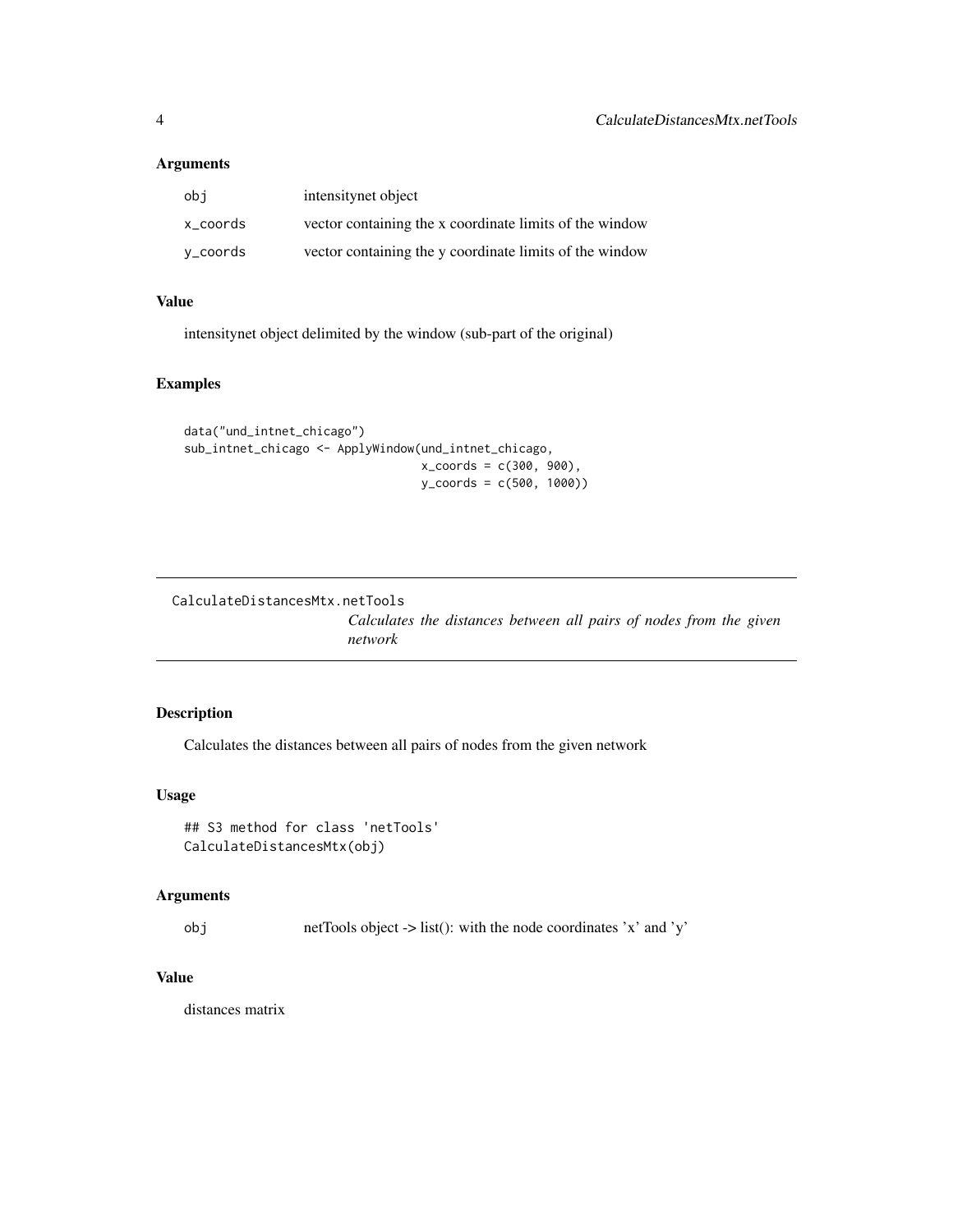### Arguments

| | |
|---|---|
| obj | intensitynet object |
| x_coords | vector containing the x coordinate limits of the window |
| y_coords | vector containing the y coordinate limits of the window |

### Value

intensitynet object delimited by the window (sub-part of the original)

### Examples

```
data("und_intnet_chicago")
sub_intnet_chicago <- ApplyWindow(und_intnet_chicago,
                                  x_coords = c(300, 900),
                                  y_coords = c(500, 1000))
```

---

## CalculateDistancesMtx.netTools

*Calculates the distances between all pairs of nodes from the given network*

---

### Description

Calculates the distances between all pairs of nodes from the given network

### Usage

```
## S3 method for class 'netTools'
CalculateDistancesMtx(obj)
```

### Arguments

| | |
|---|---|
| obj | netTools object -> list(): with the node coordinates 'x' and 'y' |

### Value

distances matrix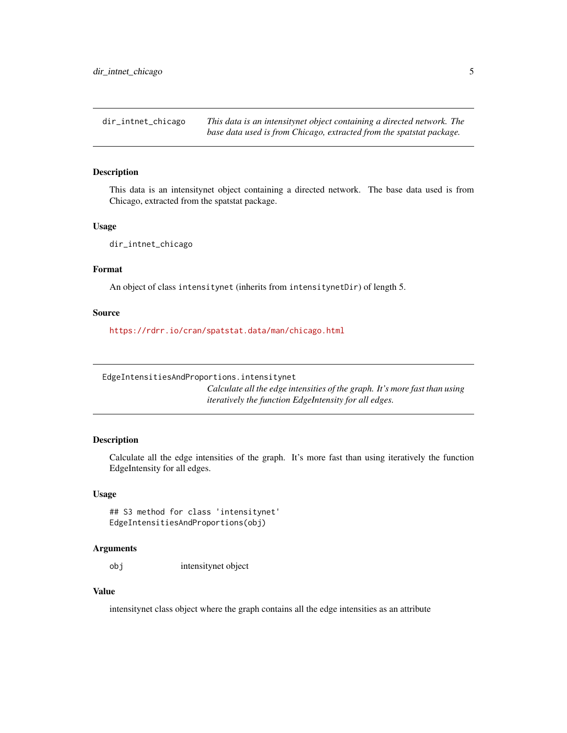## dir_intnet_chicago

*This data is an intensitynet object containing a directed network. The base data used is from Chicago, extracted from the spatstat package.*

### Description

This data is an intensitynet object containing a directed network. The base data used is from Chicago, extracted from the spatstat package.

### Usage

```
dir_intnet_chicago
```

### Format

An object of class `intensitynet` (inherits from `intensitynetDir`) of length 5.

### Source

https://rdrr.io/cran/spatstat.data/man/chicago.html

## EdgeIntensitiesAndProportions.intensitynet

*Calculate all the edge intensities of the graph. It's more fast than using iteratively the function EdgeIntensity for all edges.*

### Description

Calculate all the edge intensities of the graph. It's more fast than using iteratively the function EdgeIntensity for all edges.

### Usage

```
## S3 method for class 'intensitynet'
EdgeIntensitiesAndProportions(obj)
```

### Arguments

| | |
|---|---|
| `obj` | intensitynet object |

### Value

intensitynet class object where the graph contains all the edge intensities as an attribute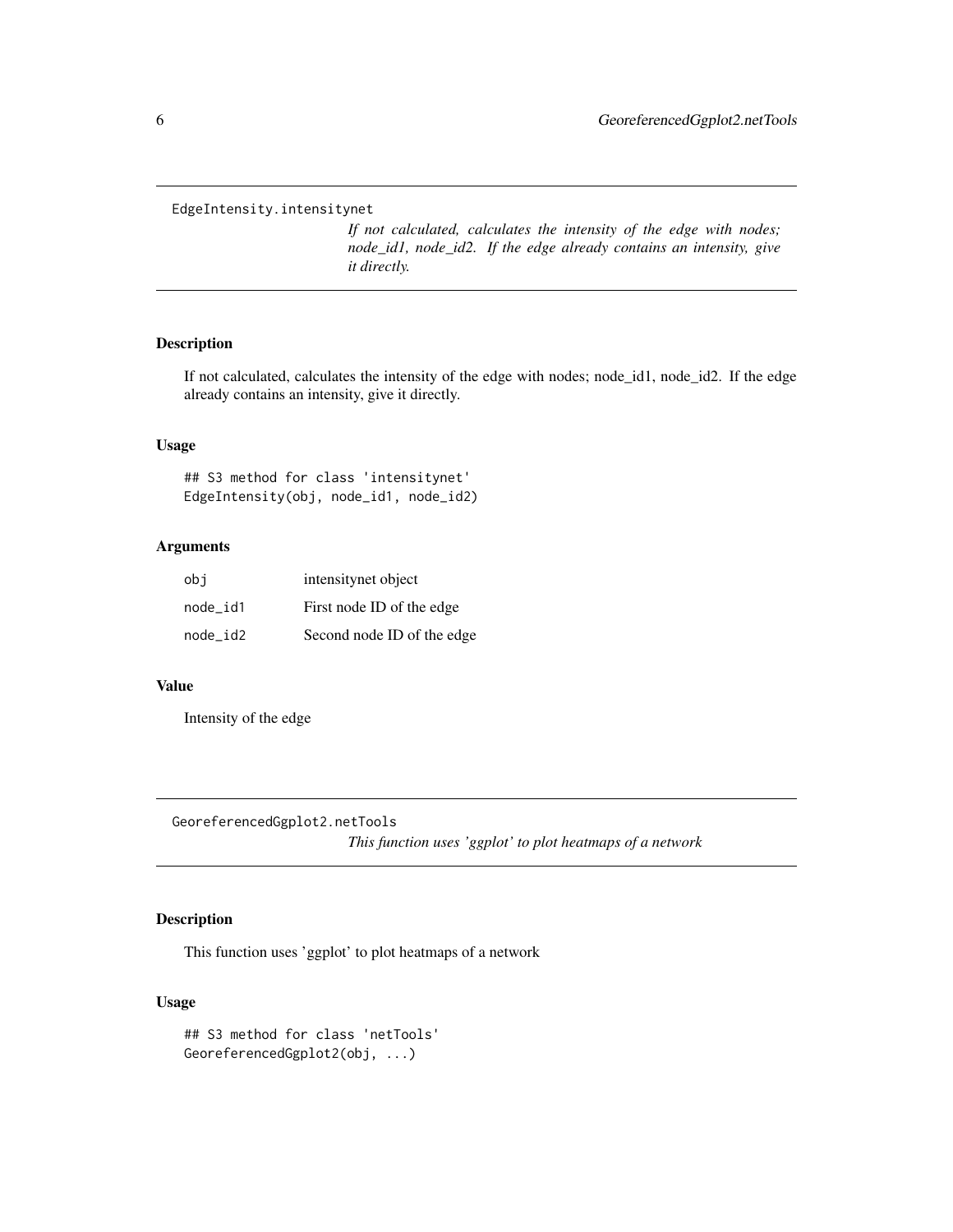## EdgeIntensity.intensitynet

*If not calculated, calculates the intensity of the edge with nodes; node_id1, node_id2. If the edge already contains an intensity, give it directly.*

### Description

If not calculated, calculates the intensity of the edge with nodes; node_id1, node_id2. If the edge already contains an intensity, give it directly.

### Usage

```
## S3 method for class 'intensitynet'
EdgeIntensity(obj, node_id1, node_id2)
```

### Arguments

| | |
|---|---|
| obj | intensitynet object |
| node_id1 | First node ID of the edge |
| node_id2 | Second node ID of the edge |

### Value

Intensity of the edge

## GeoreferencedGgplot2.netTools

*This function uses 'ggplot' to plot heatmaps of a network*

### Description

This function uses 'ggplot' to plot heatmaps of a network

### Usage

```
## S3 method for class 'netTools'
GeoreferencedGgplot2(obj, ...)
```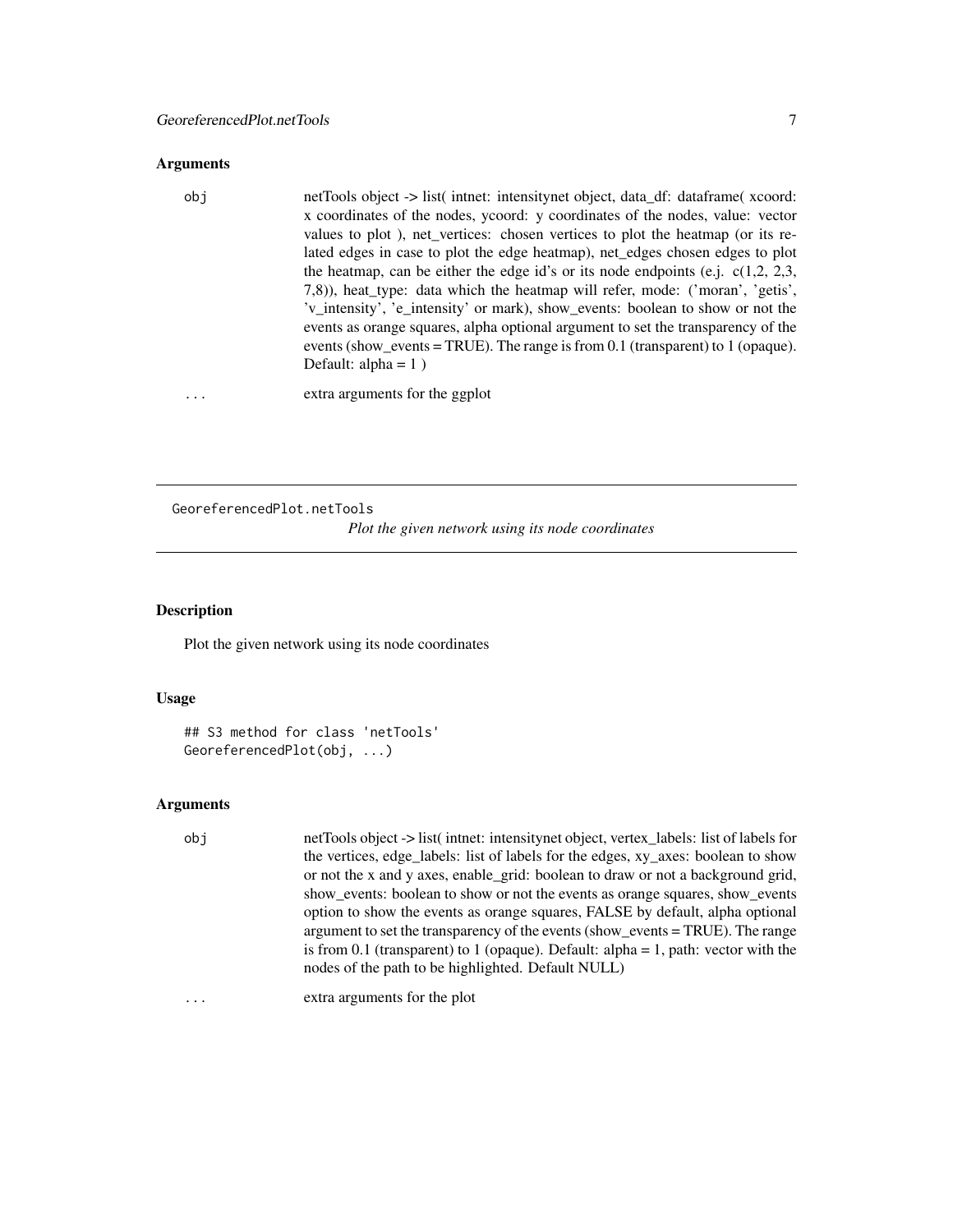## Arguments

obj netTools object -> list( intnet: intensitynet object, data_df: dataframe( xcoord: x coordinates of the nodes, ycoord: y coordinates of the nodes, value: vector values to plot ), net_vertices: chosen vertices to plot the heatmap (or its related edges in case to plot the edge heatmap), net_edges chosen edges to plot the heatmap, can be either the edge id's or its node endpoints (e.j. c(1,2, 2,3, 7,8)), heat_type: data which the heatmap will refer, mode: ('moran', 'getis', 'v_intensity', 'e_intensity' or mark), show_events: boolean to show or not the events as orange squares, alpha optional argument to set the transparency of the events (show_events = TRUE). The range is from 0.1 (transparent) to 1 (opaque). Default: alpha = 1 )

... extra arguments for the ggplot

---

GeoreferencedPlot.netTools

*Plot the given network using its node coordinates*

---

## Description

Plot the given network using its node coordinates

## Usage

```
## S3 method for class 'netTools'
GeoreferencedPlot(obj, ...)
```

## Arguments

obj netTools object -> list( intnet: intensitynet object, vertex_labels: list of labels for the vertices, edge_labels: list of labels for the edges, xy_axes: boolean to show or not the x and y axes, enable_grid: boolean to draw or not a background grid, show_events: boolean to show or not the events as orange squares, show_events option to show the events as orange squares, FALSE by default, alpha optional argument to set the transparency of the events (show_events = TRUE). The range is from 0.1 (transparent) to 1 (opaque). Default: alpha = 1, path: vector with the nodes of the path to be highlighted. Default NULL)

... extra arguments for the plot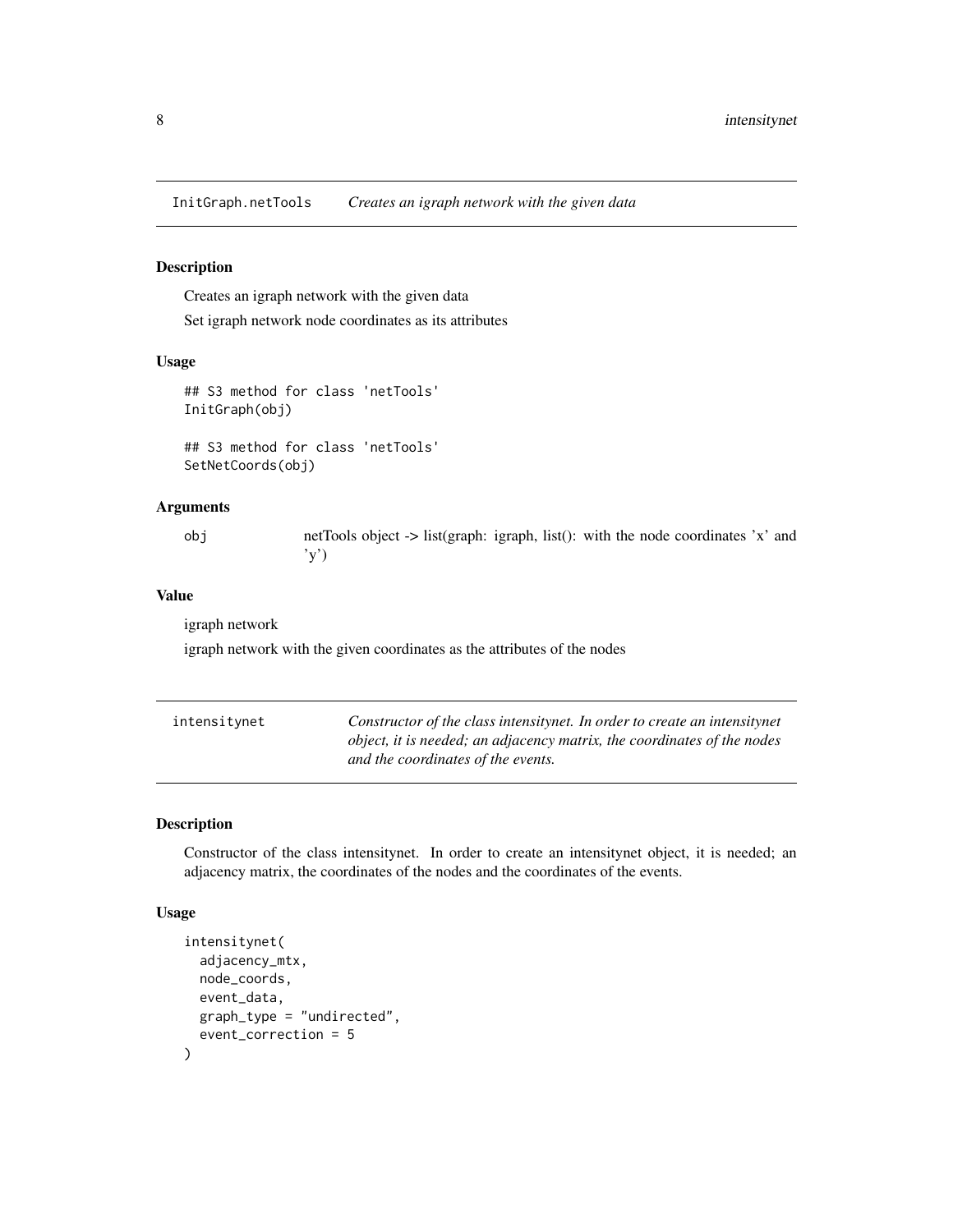## InitGraph.netTools — *Creates an igraph network with the given data*

### Description

Creates an igraph network with the given data

Set igraph network node coordinates as its attributes

### Usage

```
## S3 method for class 'netTools'
InitGraph(obj)

## S3 method for class 'netTools'
SetNetCoords(obj)
```

### Arguments

| | |
|---|---|
| obj | netTools object -> list(graph: igraph, list(): with the node coordinates 'x' and 'y') |

### Value

igraph network

igraph network with the given coordinates as the attributes of the nodes

## intensitynet — *Constructor of the class intensitynet. In order to create an intensitynet object, it is needed; an adjacency matrix, the coordinates of the nodes and the coordinates of the events.*

### Description

Constructor of the class intensitynet. In order to create an intensitynet object, it is needed; an adjacency matrix, the coordinates of the nodes and the coordinates of the events.

### Usage

```
intensitynet(
  adjacency_mtx,
  node_coords,
  event_data,
  graph_type = "undirected",
  event_correction = 5
)
```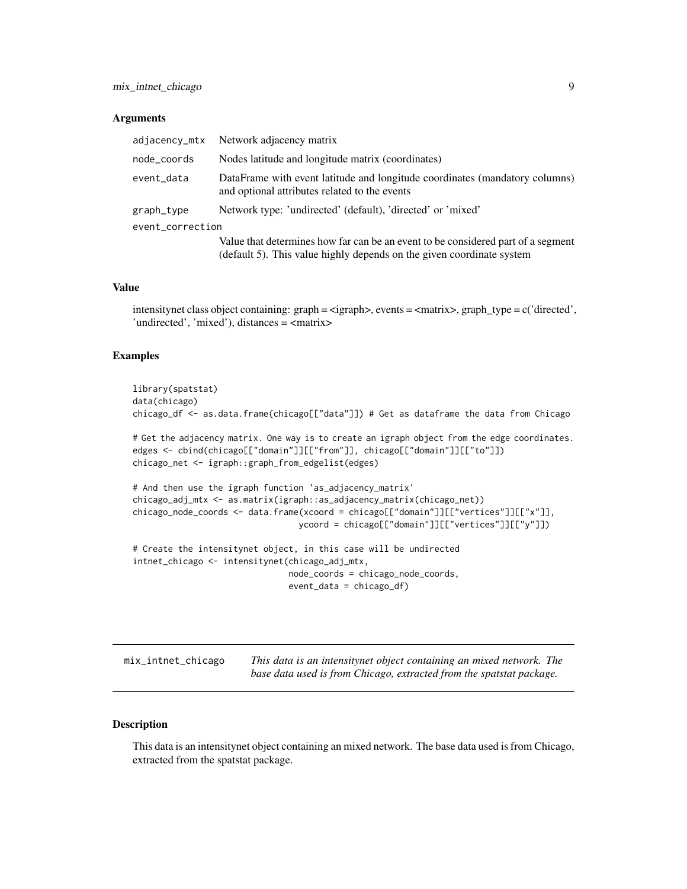### Arguments

| | |
|---|---|
| adjacency_mtx | Network adjacency matrix |
| node_coords | Nodes latitude and longitude matrix (coordinates) |
| event_data | DataFrame with event latitude and longitude coordinates (mandatory columns) and optional attributes related to the events |
| graph_type | Network type: 'undirected' (default), 'directed' or 'mixed' |
| event_correction | Value that determines how far can be an event to be considered part of a segment (default 5). This value highly depends on the given coordinate system |

### Value

intensitynet class object containing: graph = <igraph>, events = <matrix>, graph_type = c('directed', 'undirected', 'mixed'), distances = <matrix>

### Examples

```
library(spatstat)
data(chicago)
chicago_df <- as.data.frame(chicago[["data"]]) # Get as dataframe the data from Chicago

# Get the adjacency matrix. One way is to create an igraph object from the edge coordinates.
edges <- cbind(chicago[["domain"]][["from"]], chicago[["domain"]][["to"]])
chicago_net <- igraph::graph_from_edgelist(edges)

# And then use the igraph function 'as_adjacency_matrix'
chicago_adj_mtx <- as.matrix(igraph::as_adjacency_matrix(chicago_net))
chicago_node_coords <- data.frame(xcoord = chicago[["domain"]][["vertices"]][["x"]],
                                  ycoord = chicago[["domain"]][["vertices"]][["y"]])

# Create the intensitynet object, in this case will be undirected
intnet_chicago <- intensitynet(chicago_adj_mtx,
                               node_coords = chicago_node_coords,
                               event_data = chicago_df)
```

---

## mix_intnet_chicago

*This data is an intensitynet object containing an mixed network. The base data used is from Chicago, extracted from the spatstat package.*

---

### Description

This data is an intensitynet object containing an mixed network. The base data used is from Chicago, extracted from the spatstat package.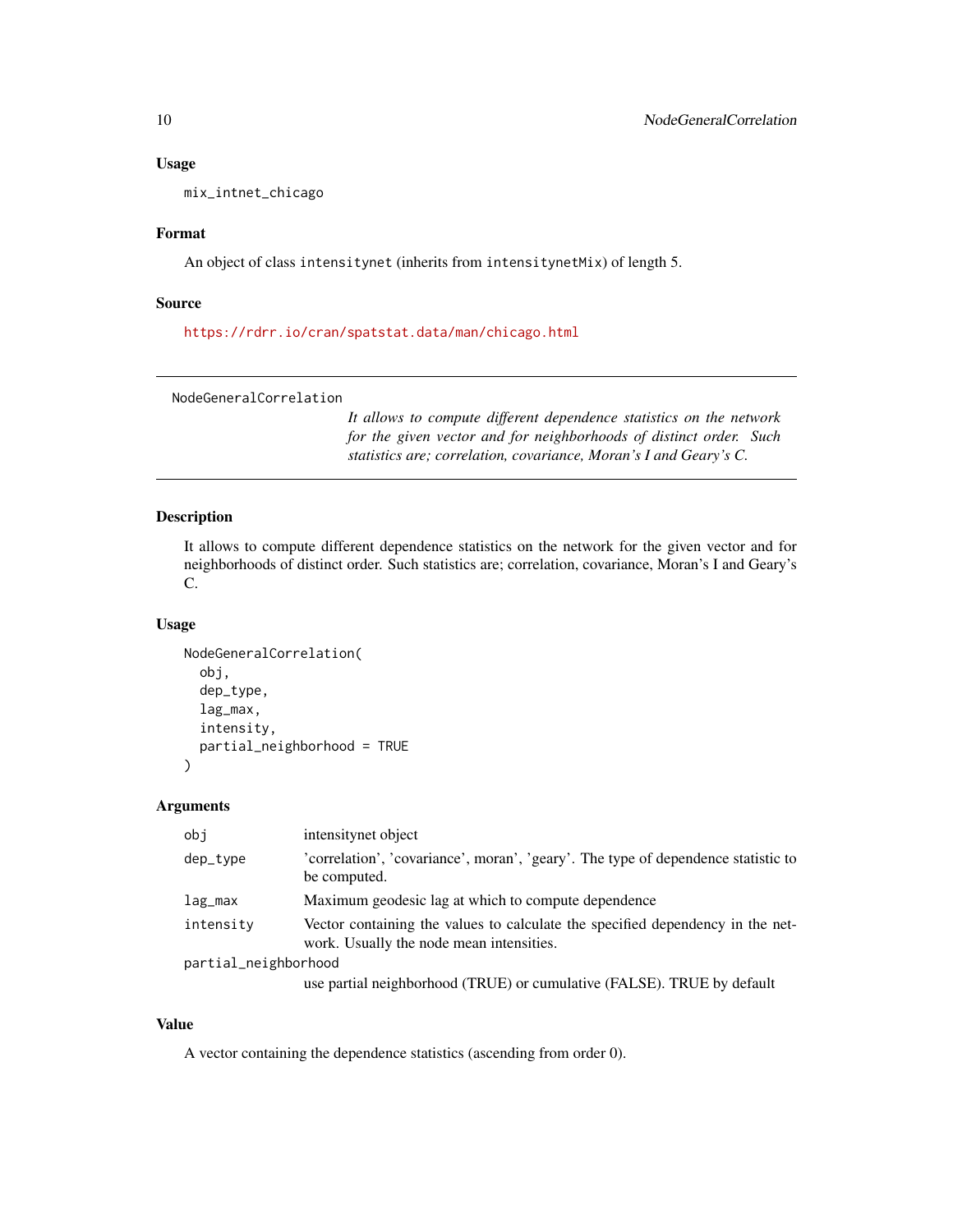### Usage

```
mix_intnet_chicago
```

### Format

An object of class `intensitynet` (inherits from `intensitynetMix`) of length 5.

### Source

https://rdrr.io/cran/spatstat.data/man/chicago.html

---

## NodeGeneralCorrelation

*It allows to compute different dependence statistics on the network for the given vector and for neighborhoods of distinct order. Such statistics are; correlation, covariance, Moran's I and Geary's C.*

---

### Description

It allows to compute different dependence statistics on the network for the given vector and for neighborhoods of distinct order. Such statistics are; correlation, covariance, Moran's I and Geary's C.

### Usage

```
NodeGeneralCorrelation(
  obj,
  dep_type,
  lag_max,
  intensity,
  partial_neighborhood = TRUE
)
```

### Arguments

| | |
|---|---|
| obj | intensitynet object |
| dep_type | 'correlation', 'covariance', moran', 'geary'. The type of dependence statistic to be computed. |
| lag_max | Maximum geodesic lag at which to compute dependence |
| intensity | Vector containing the values to calculate the specified dependency in the network. Usually the node mean intensities. |
| partial_neighborhood | use partial neighborhood (TRUE) or cumulative (FALSE). TRUE by default |

### Value

A vector containing the dependence statistics (ascending from order 0).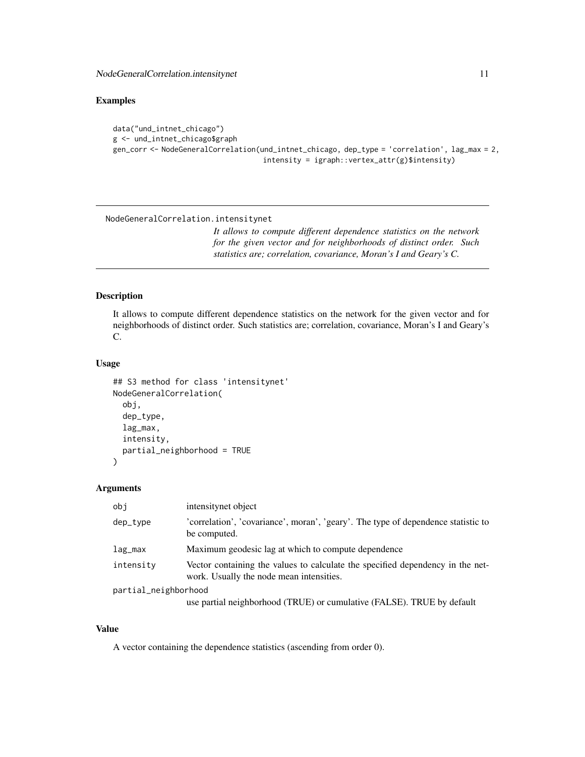## Examples

```
data("und_intnet_chicago")
g <- und_intnet_chicago$graph
gen_corr <- NodeGeneralCorrelation(und_intnet_chicago, dep_type = 'correlation', lag_max = 2,
                                    intensity = igraph::vertex_attr(g)$intensity)
```

---

# NodeGeneralCorrelation.intensitynet

*It allows to compute different dependence statistics on the network for the given vector and for neighborhoods of distinct order. Such statistics are; correlation, covariance, Moran's I and Geary's C.*

---

## Description

It allows to compute different dependence statistics on the network for the given vector and for neighborhoods of distinct order. Such statistics are; correlation, covariance, Moran's I and Geary's C.

## Usage

```
## S3 method for class 'intensitynet'
NodeGeneralCorrelation(
  obj,
  dep_type,
  lag_max,
  intensity,
  partial_neighborhood = TRUE
)
```

## Arguments

| | |
|---|---|
| obj | intensitynet object |
| dep_type | 'correlation', 'covariance', moran', 'geary'. The type of dependence statistic to be computed. |
| lag_max | Maximum geodesic lag at which to compute dependence |
| intensity | Vector containing the values to calculate the specified dependency in the network. Usually the node mean intensities. |
| partial_neighborhood | use partial neighborhood (TRUE) or cumulative (FALSE). TRUE by default |

## Value

A vector containing the dependence statistics (ascending from order 0).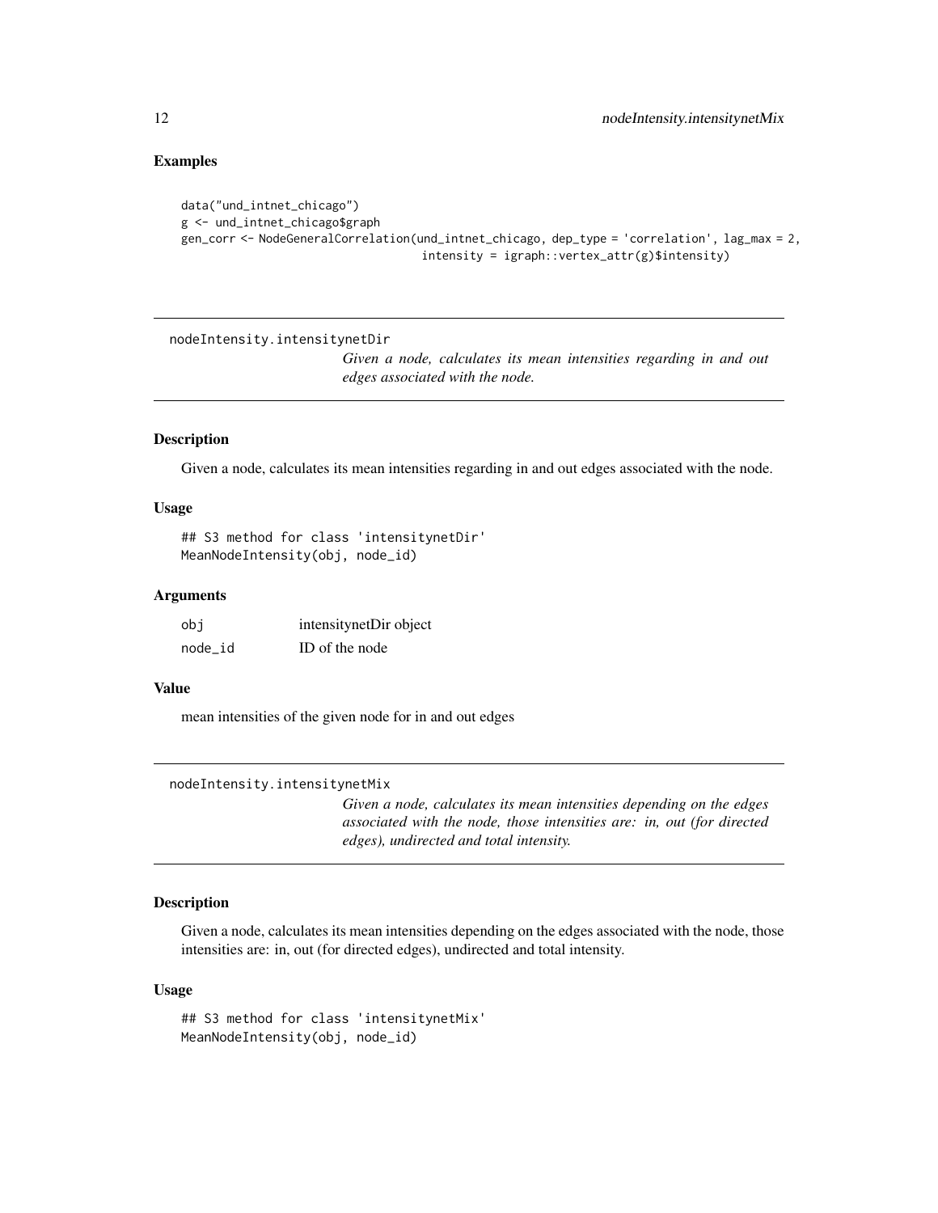### Examples

```
data("und_intnet_chicago")
g <- und_intnet_chicago$graph
gen_corr <- NodeGeneralCorrelation(und_intnet_chicago, dep_type = 'correlation', lag_max = 2,
                                   intensity = igraph::vertex_attr(g)$intensity)
```

---

## nodeIntensity.intensitynetDir

*Given a node, calculates its mean intensities regarding in and out edges associated with the node.*

### Description

Given a node, calculates its mean intensities regarding in and out edges associated with the node.

### Usage

```
## S3 method for class 'intensitynetDir'
MeanNodeIntensity(obj, node_id)
```

### Arguments

| | |
|---|---|
| obj | intensitynetDir object |
| node_id | ID of the node |

### Value

mean intensities of the given node for in and out edges

---

## nodeIntensity.intensitynetMix

*Given a node, calculates its mean intensities depending on the edges associated with the node, those intensities are: in, out (for directed edges), undirected and total intensity.*

### Description

Given a node, calculates its mean intensities depending on the edges associated with the node, those intensities are: in, out (for directed edges), undirected and total intensity.

### Usage

```
## S3 method for class 'intensitynetMix'
MeanNodeIntensity(obj, node_id)
```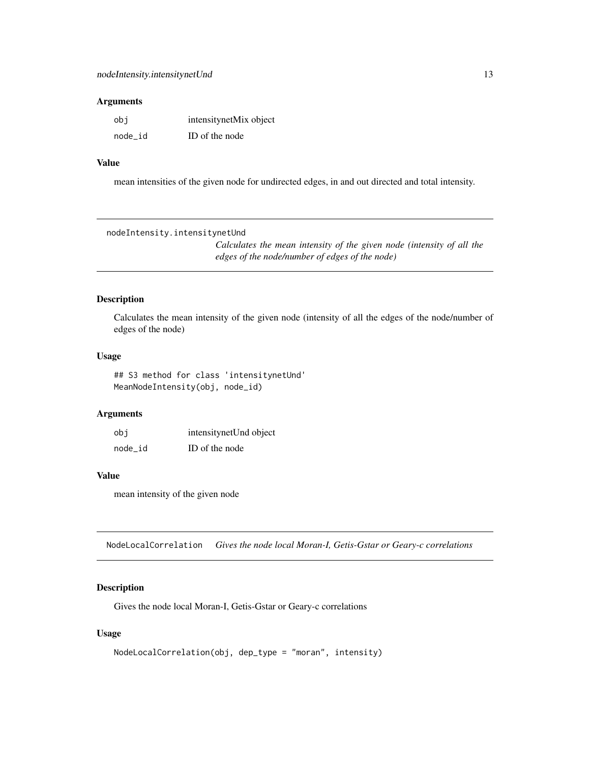### Arguments

| | |
|---|---|
| obj | intensitynetMix object |
| node_id | ID of the node |

### Value

mean intensities of the given node for undirected edges, in and out directed and total intensity.

---

## nodeIntensity.intensitynetUnd

*Calculates the mean intensity of the given node (intensity of all the edges of the node/number of edges of the node)*

### Description

Calculates the mean intensity of the given node (intensity of all the edges of the node/number of edges of the node)

### Usage

```
## S3 method for class 'intensitynetUnd'
MeanNodeIntensity(obj, node_id)
```

### Arguments

| | |
|---|---|
| obj | intensitynetUnd object |
| node_id | ID of the node |

### Value

mean intensity of the given node

---

## NodeLocalCorrelation

*Gives the node local Moran-I, Getis-Gstar or Geary-c correlations*

### Description

Gives the node local Moran-I, Getis-Gstar or Geary-c correlations

### Usage

```
NodeLocalCorrelation(obj, dep_type = "moran", intensity)
```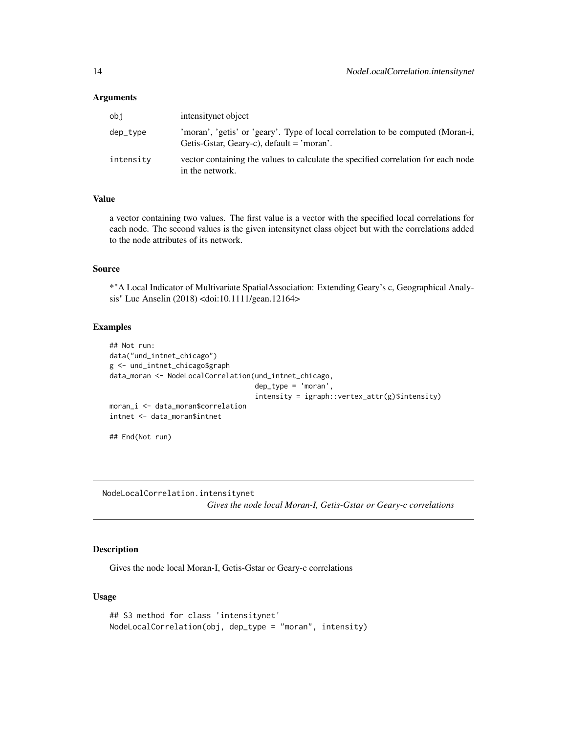## Arguments

| | |
|---|---|
| obj | intensitynet object |
| dep_type | 'moran', 'getis' or 'geary'. Type of local correlation to be computed (Moran-i, Getis-Gstar, Geary-c), default = 'moran'. |
| intensity | vector containing the values to calculate the specified correlation for each node in the network. |

## Value

a vector containing two values. The first value is a vector with the specified local correlations for each node. The second values is the given intensitynet class object but with the correlations added to the node attributes of its network.

## Source

*"A Local Indicator of Multivariate SpatialAssociation: Extending Geary's c, Geographical Analysis" Luc Anselin (2018) <doi:10.1111/gean.12164>

## Examples

```
## Not run:
data("und_intnet_chicago")
g <- und_intnet_chicago$graph
data_moran <- NodeLocalCorrelation(und_intnet_chicago,
                                   dep_type = 'moran',
                                   intensity = igraph::vertex_attr(g)$intensity)
moran_i <- data_moran$correlation
intnet <- data_moran$intnet

## End(Not run)
```

---

# NodeLocalCorrelation.intensitynet

*Gives the node local Moran-I, Getis-Gstar or Geary-c correlations*

## Description

Gives the node local Moran-I, Getis-Gstar or Geary-c correlations

## Usage

```
## S3 method for class 'intensitynet'
NodeLocalCorrelation(obj, dep_type = "moran", intensity)
```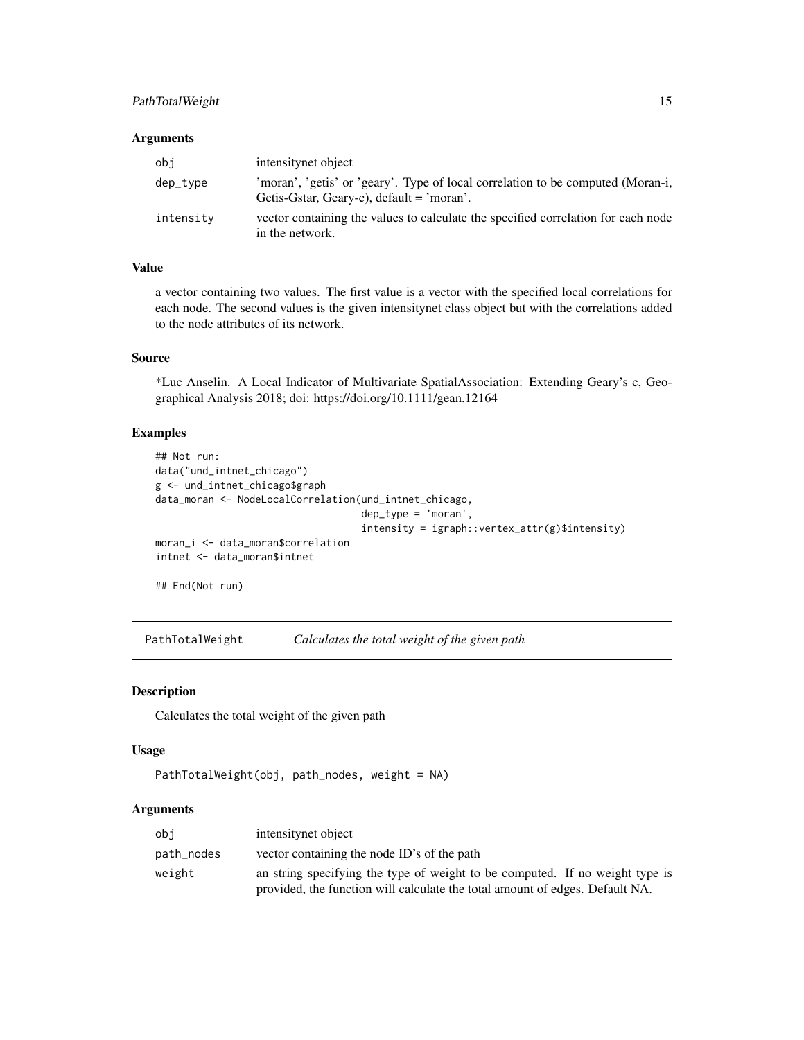### Arguments

| | |
|---|---|
| obj | intensitynet object |
| dep_type | 'moran', 'getis' or 'geary'. Type of local correlation to be computed (Moran-i, Getis-Gstar, Geary-c), default = 'moran'. |
| intensity | vector containing the values to calculate the specified correlation for each node in the network. |

### Value

a vector containing two values. The first value is a vector with the specified local correlations for each node. The second values is the given intensitynet class object but with the correlations added to the node attributes of its network.

### Source

*Luc Anselin. A Local Indicator of Multivariate SpatialAssociation: Extending Geary's c, Geographical Analysis 2018; doi: https://doi.org/10.1111/gean.12164

### Examples

```
## Not run:
data("und_intnet_chicago")
g <- und_intnet_chicago$graph
data_moran <- NodeLocalCorrelation(und_intnet_chicago,
                                   dep_type = 'moran',
                                   intensity = igraph::vertex_attr(g)$intensity)
moran_i <- data_moran$correlation
intnet <- data_moran$intnet

## End(Not run)
```

---

## PathTotalWeight — *Calculates the total weight of the given path*

### Description

Calculates the total weight of the given path

### Usage

```
PathTotalWeight(obj, path_nodes, weight = NA)
```

### Arguments

| | |
|---|---|
| obj | intensitynet object |
| path_nodes | vector containing the node ID's of the path |
| weight | an string specifying the type of weight to be computed. If no weight type is provided, the function will calculate the total amount of edges. Default NA. |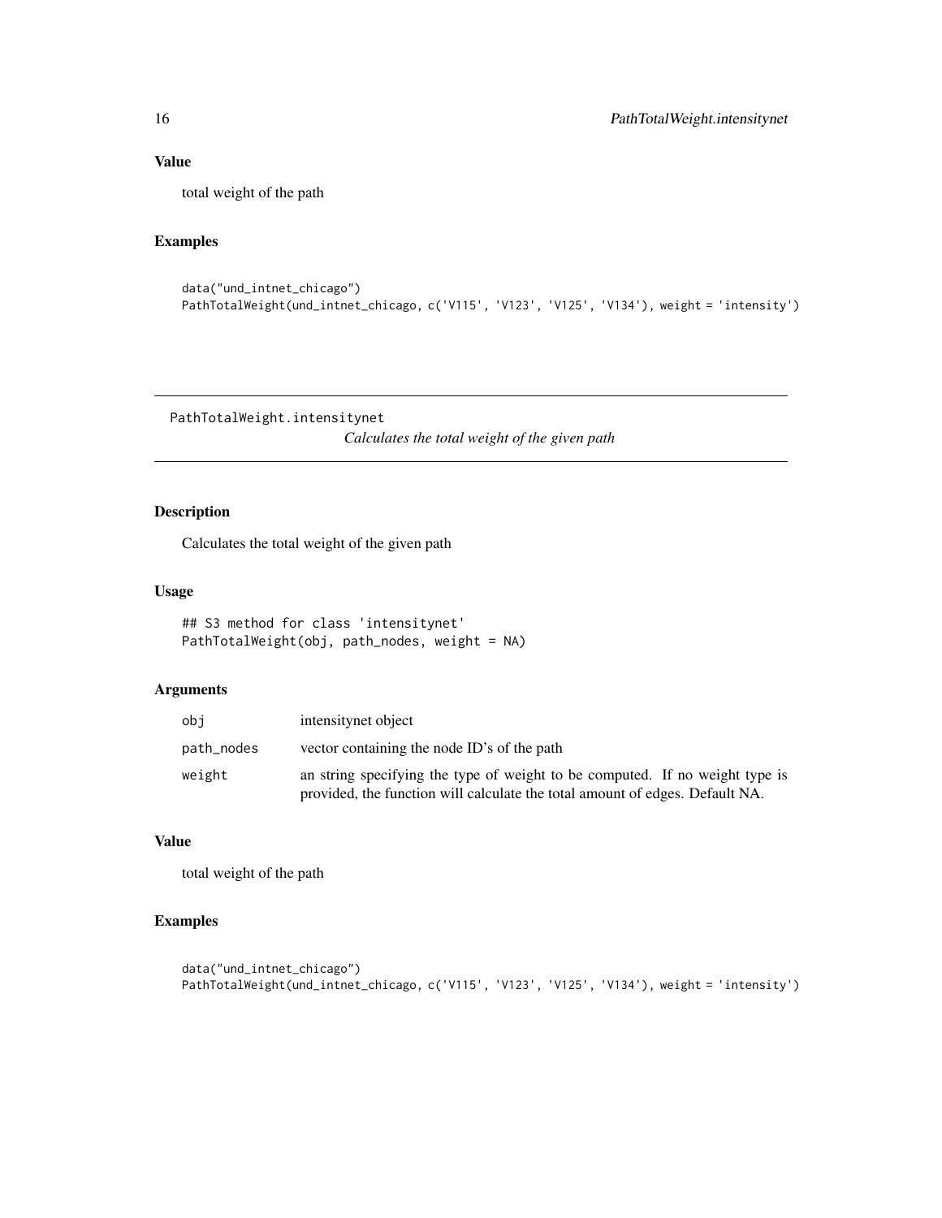## Value

total weight of the path

## Examples

```
data("und_intnet_chicago")
PathTotalWeight(und_intnet_chicago, c('V115', 'V123', 'V125', 'V134'), weight = 'intensity')
```

---

# PathTotalWeight.intensitynet

*Calculates the total weight of the given path*

---

## Description

Calculates the total weight of the given path

## Usage

```
## S3 method for class 'intensitynet'
PathTotalWeight(obj, path_nodes, weight = NA)
```

## Arguments

| | |
|---|---|
| `obj` | intensitynet object |
| `path_nodes` | vector containing the node ID's of the path |
| `weight` | an string specifying the type of weight to be computed. If no weight type is provided, the function will calculate the total amount of edges. Default NA. |

## Value

total weight of the path

## Examples

```
data("und_intnet_chicago")
PathTotalWeight(und_intnet_chicago, c('V115', 'V123', 'V125', 'V134'), weight = 'intensity')
```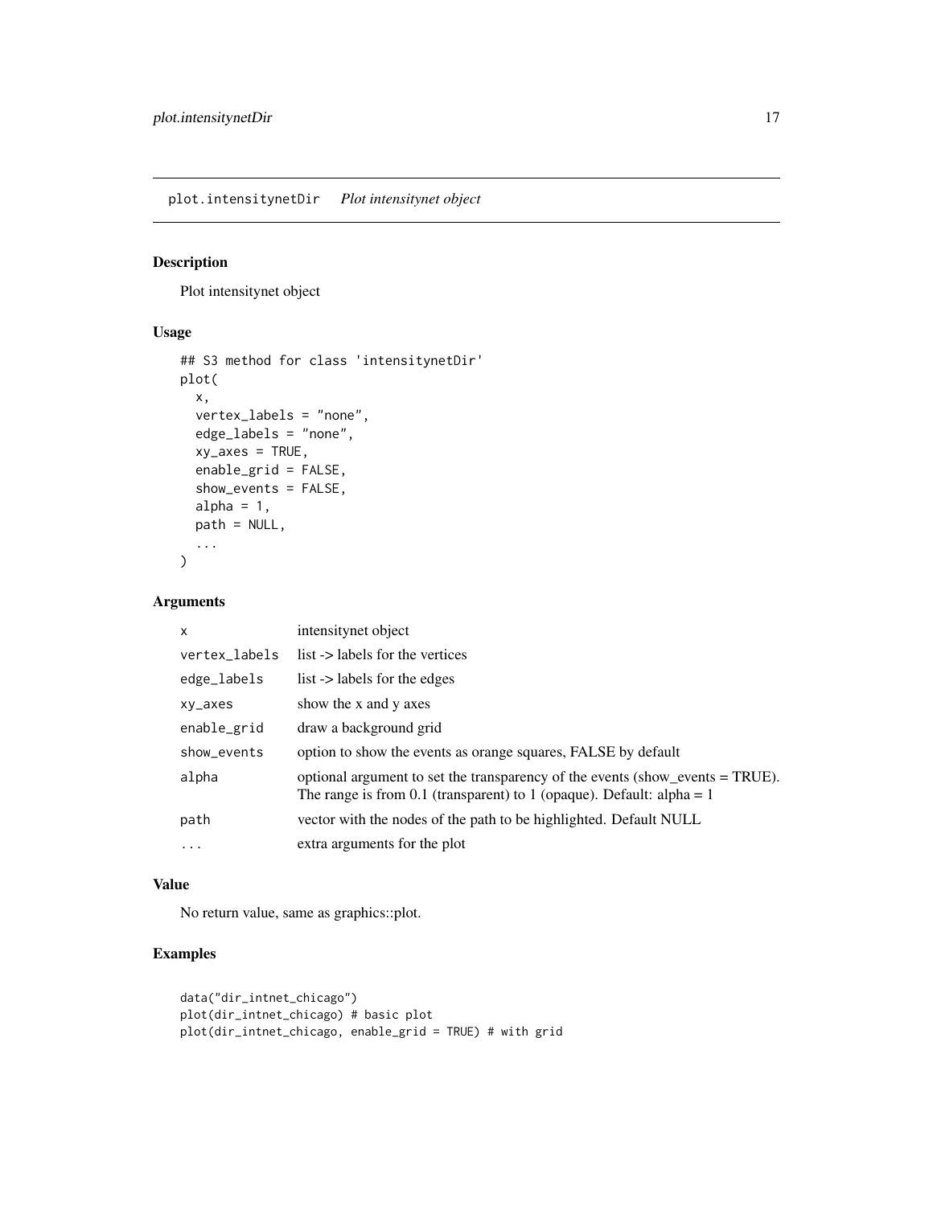# plot.intensitynetDir *Plot intensitynet object*

## Description

Plot intensitynet object

## Usage

```
## S3 method for class 'intensitynetDir'
plot(
  x,
  vertex_labels = "none",
  edge_labels = "none",
  xy_axes = TRUE,
  enable_grid = FALSE,
  show_events = FALSE,
  alpha = 1,
  path = NULL,
  ...
)
```

## Arguments

| | |
|---|---|
| x | intensitynet object |
| vertex_labels | list -> labels for the vertices |
| edge_labels | list -> labels for the edges |
| xy_axes | show the x and y axes |
| enable_grid | draw a background grid |
| show_events | option to show the events as orange squares, FALSE by default |
| alpha | optional argument to set the transparency of the events (show_events = TRUE). The range is from 0.1 (transparent) to 1 (opaque). Default: alpha = 1 |
| path | vector with the nodes of the path to be highlighted. Default NULL |
| ... | extra arguments for the plot |

## Value

No return value, same as graphics::plot.

## Examples

```
data("dir_intnet_chicago")
plot(dir_intnet_chicago) # basic plot
plot(dir_intnet_chicago, enable_grid = TRUE) # with grid
```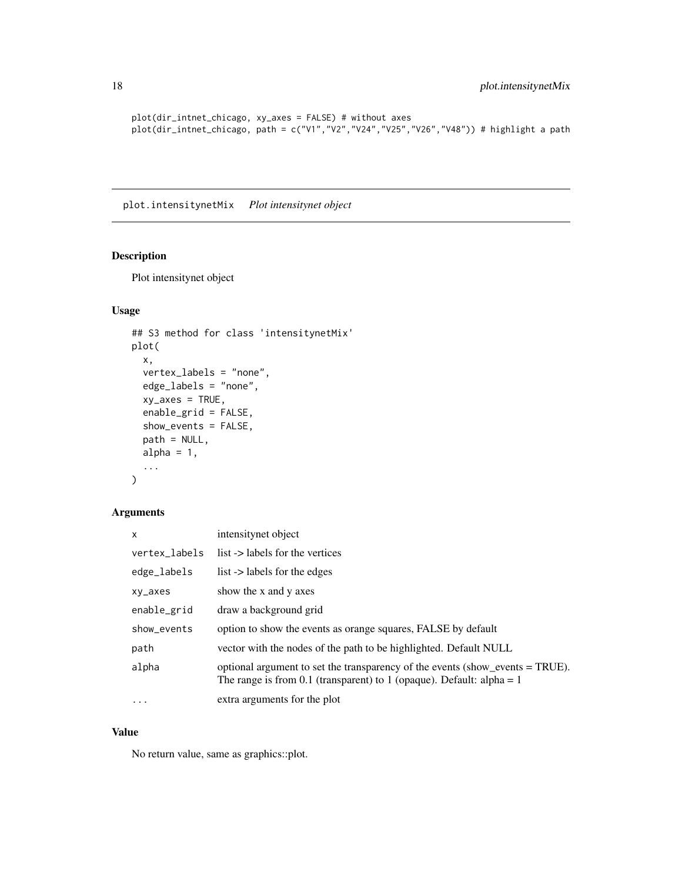```
plot(dir_intnet_chicago, xy_axes = FALSE) # without axes
plot(dir_intnet_chicago, path = c("V1","V2","V24","V25","V26","V48")) # highlight a path
```

## plot.intensitynetMix *Plot intensitynet object*

### Description

Plot intensitynet object

### Usage

```
## S3 method for class 'intensitynetMix'
plot(
  x,
  vertex_labels = "none",
  edge_labels = "none",
  xy_axes = TRUE,
  enable_grid = FALSE,
  show_events = FALSE,
  path = NULL,
  alpha = 1,
  ...
)
```

### Arguments

| | |
|---|---|
| x | intensitynet object |
| vertex_labels | list -> labels for the vertices |
| edge_labels | list -> labels for the edges |
| xy_axes | show the x and y axes |
| enable_grid | draw a background grid |
| show_events | option to show the events as orange squares, FALSE by default |
| path | vector with the nodes of the path to be highlighted. Default NULL |
| alpha | optional argument to set the transparency of the events (show_events = TRUE). The range is from 0.1 (transparent) to 1 (opaque). Default: alpha = 1 |
| ... | extra arguments for the plot |

### Value

No return value, same as graphics::plot.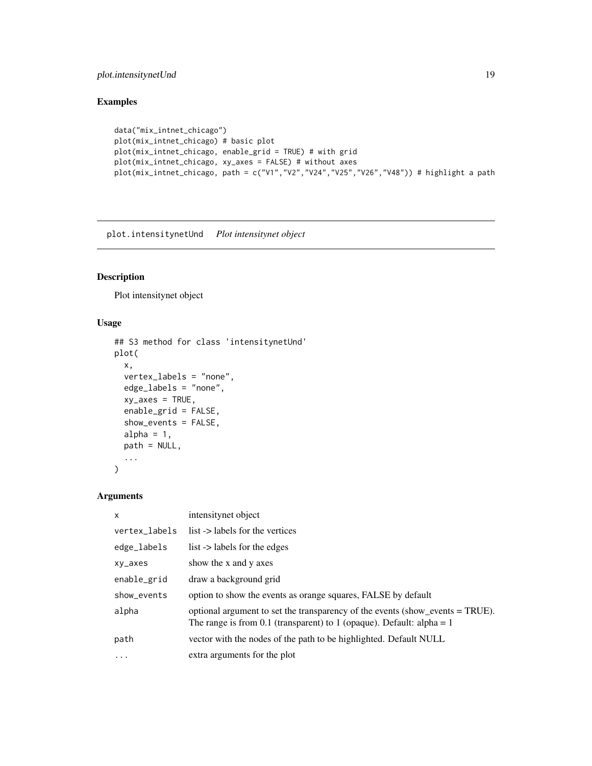## Examples

```
data("mix_intnet_chicago")
plot(mix_intnet_chicago) # basic plot
plot(mix_intnet_chicago, enable_grid = TRUE) # with grid
plot(mix_intnet_chicago, xy_axes = FALSE) # without axes
plot(mix_intnet_chicago, path = c("V1","V2","V24","V25","V26","V48")) # highlight a path
```

---

# plot.intensitynetUnd *Plot intensitynet object*

## Description

Plot intensitynet object

## Usage

```
## S3 method for class 'intensitynetUnd'
plot(
  x,
  vertex_labels = "none",
  edge_labels = "none",
  xy_axes = TRUE,
  enable_grid = FALSE,
  show_events = FALSE,
  alpha = 1,
  path = NULL,
  ...
)
```

## Arguments

| | |
|---|---|
| x | intensitynet object |
| vertex_labels | list -> labels for the vertices |
| edge_labels | list -> labels for the edges |
| xy_axes | show the x and y axes |
| enable_grid | draw a background grid |
| show_events | option to show the events as orange squares, FALSE by default |
| alpha | optional argument to set the transparency of the events (show_events = TRUE). The range is from 0.1 (transparent) to 1 (opaque). Default: alpha = 1 |
| path | vector with the nodes of the path to be highlighted. Default NULL |
| ... | extra arguments for the plot |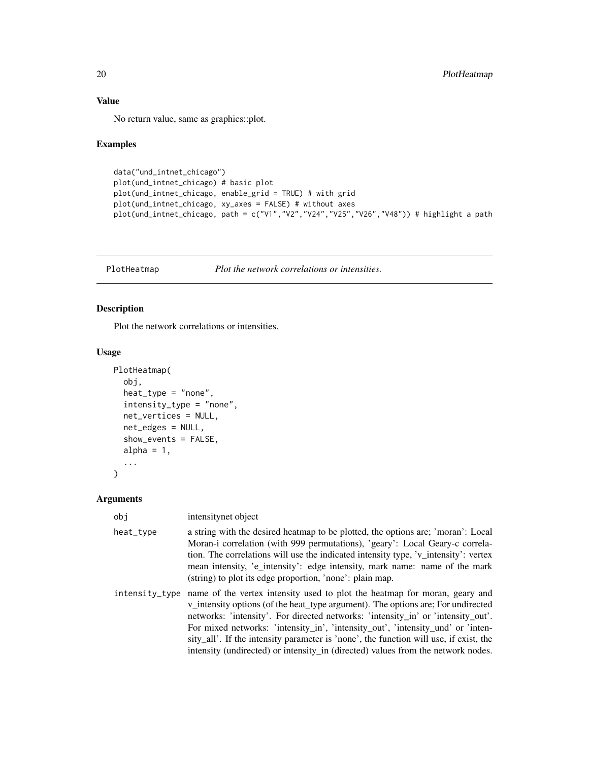### Value

No return value, same as graphics::plot.

### Examples

```
data("und_intnet_chicago")
plot(und_intnet_chicago) # basic plot
plot(und_intnet_chicago, enable_grid = TRUE) # with grid
plot(und_intnet_chicago, xy_axes = FALSE) # without axes
plot(und_intnet_chicago, path = c("V1","V2","V24","V25","V26","V48")) # highlight a path
```

---

## PlotHeatmap — *Plot the network correlations or intensities.*

### Description

Plot the network correlations or intensities.

### Usage

```
PlotHeatmap(
  obj,
  heat_type = "none",
  intensity_type = "none",
  net_vertices = NULL,
  net_edges = NULL,
  show_events = FALSE,
  alpha = 1,
  ...
)
```

### Arguments

| | |
|---|---|
| obj | intensitynet object |
| heat_type | a string with the desired heatmap to be plotted, the options are; 'moran': Local Moran-i correlation (with 999 permutations), 'geary': Local Geary-c correlation. The correlations will use the indicated intensity type, 'v_intensity': vertex mean intensity, 'e_intensity': edge intensity, mark name: name of the mark (string) to plot its edge proportion, 'none': plain map. |
| intensity_type | name of the vertex intensity used to plot the heatmap for moran, geary and v_intensity options (of the heat_type argument). The options are; For undirected networks: 'intensity'. For directed networks: 'intensity_in' or 'intensity_out'. For mixed networks: 'intensity_in', 'intensity_out', 'intensity_und' or 'intensity_all'. If the intensity parameter is 'none', the function will use, if exist, the intensity (undirected) or intensity_in (directed) values from the network nodes. |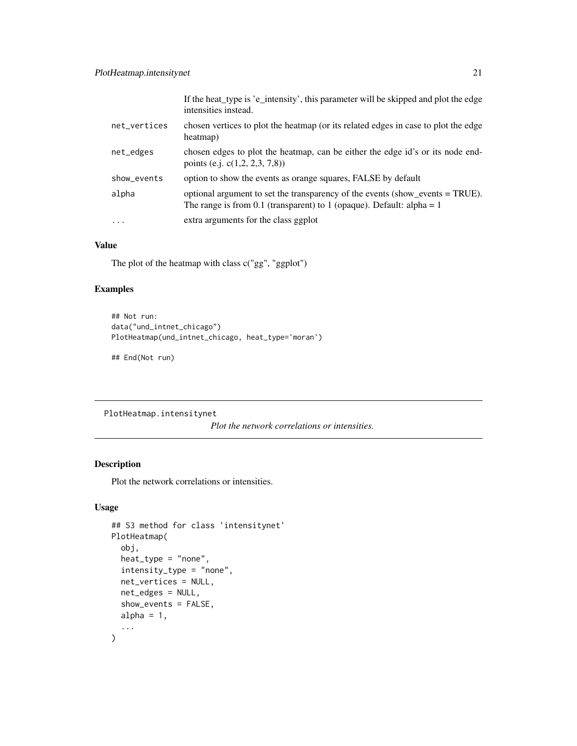| | |
|---|---|
| | If the heat_type is 'e_intensity', this parameter will be skipped and plot the edge intensities instead. |
| `net_vertices` | chosen vertices to plot the heatmap (or its related edges in case to plot the edge heatmap) |
| `net_edges` | chosen edges to plot the heatmap, can be either the edge id's or its node end-points (e.j. c(1,2, 2,3, 7,8)) |
| `show_events` | option to show the events as orange squares, FALSE by default |
| `alpha` | optional argument to set the transparency of the events (show_events = TRUE). The range is from 0.1 (transparent) to 1 (opaque). Default: alpha = 1 |
| `...` | extra arguments for the class ggplot |

### Value

The plot of the heatmap with class c("gg", "ggplot")

### Examples

```
## Not run:
data("und_intnet_chicago")
PlotHeatmap(und_intnet_chicago, heat_type='moran')

## End(Not run)
```

---

## PlotHeatmap.intensitynet

*Plot the network correlations or intensities.*

### Description

Plot the network correlations or intensities.

### Usage

```
## S3 method for class 'intensitynet'
PlotHeatmap(
  obj,
  heat_type = "none",
  intensity_type = "none",
  net_vertices = NULL,
  net_edges = NULL,
  show_events = FALSE,
  alpha = 1,
  ...
)
```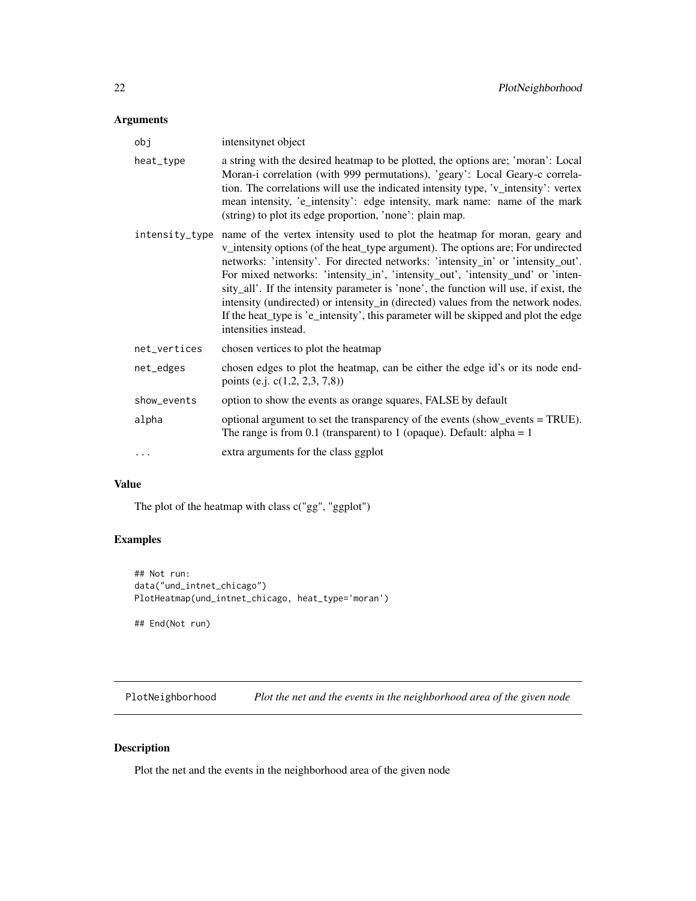### Arguments

| | |
|---|---|
| obj | intensitynet object |
| heat_type | a string with the desired heatmap to be plotted, the options are; 'moran': Local Moran-i correlation (with 999 permutations), 'geary': Local Geary-c correlation. The correlations will use the indicated intensity type, 'v_intensity': vertex mean intensity, 'e_intensity': edge intensity, mark name: name of the mark (string) to plot its edge proportion, 'none': plain map. |
| intensity_type | name of the vertex intensity used to plot the heatmap for moran, geary and v_intensity options (of the heat_type argument). The options are; For undirected networks: 'intensity'. For directed networks: 'intensity_in' or 'intensity_out'. For mixed networks: 'intensity_in', 'intensity_out', 'intensity_und' or 'intensity_all'. If the intensity parameter is 'none', the function will use, if exist, the intensity (undirected) or intensity_in (directed) values from the network nodes. If the heat_type is 'e_intensity', this parameter will be skipped and plot the edge intensities instead. |
| net_vertices | chosen vertices to plot the heatmap |
| net_edges | chosen edges to plot the heatmap, can be either the edge id's or its node endpoints (e.j. c(1,2, 2,3, 7,8)) |
| show_events | option to show the events as orange squares, FALSE by default |
| alpha | optional argument to set the transparency of the events (show_events = TRUE). The range is from 0.1 (transparent) to 1 (opaque). Default: alpha = 1 |
| ... | extra arguments for the class ggplot |

### Value

The plot of the heatmap with class c("gg", "ggplot")

### Examples

```
## Not run:
data("und_intnet_chicago")
PlotHeatmap(und_intnet_chicago, heat_type='moran')

## End(Not run)
```

## PlotNeighborhood *Plot the net and the events in the neighborhood area of the given node*

### Description

Plot the net and the events in the neighborhood area of the given node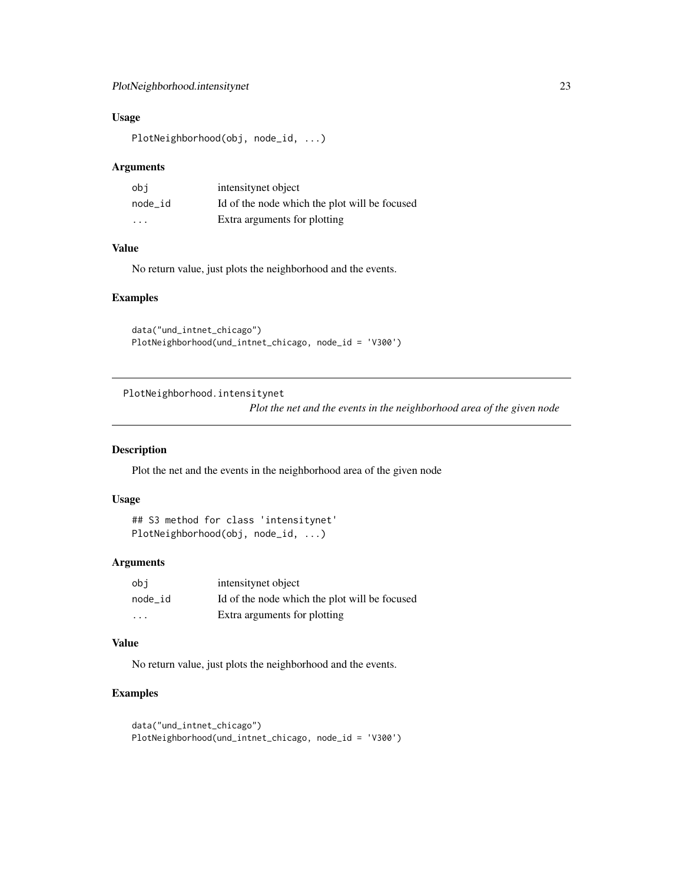### Usage

```
PlotNeighborhood(obj, node_id, ...)
```

### Arguments

| | |
|---|---|
| obj | intensitynet object |
| node_id | Id of the node which the plot will be focused |
| ... | Extra arguments for plotting |

### Value

No return value, just plots the neighborhood and the events.

### Examples

```
data("und_intnet_chicago")
PlotNeighborhood(und_intnet_chicago, node_id = 'V300')
```

---

## PlotNeighborhood.intensitynet

*Plot the net and the events in the neighborhood area of the given node*

---

### Description

Plot the net and the events in the neighborhood area of the given node

### Usage

```
## S3 method for class 'intensitynet'
PlotNeighborhood(obj, node_id, ...)
```

### Arguments

| | |
|---|---|
| obj | intensitynet object |
| node_id | Id of the node which the plot will be focused |
| ... | Extra arguments for plotting |

### Value

No return value, just plots the neighborhood and the events.

### Examples

```
data("und_intnet_chicago")
PlotNeighborhood(und_intnet_chicago, node_id = 'V300')
```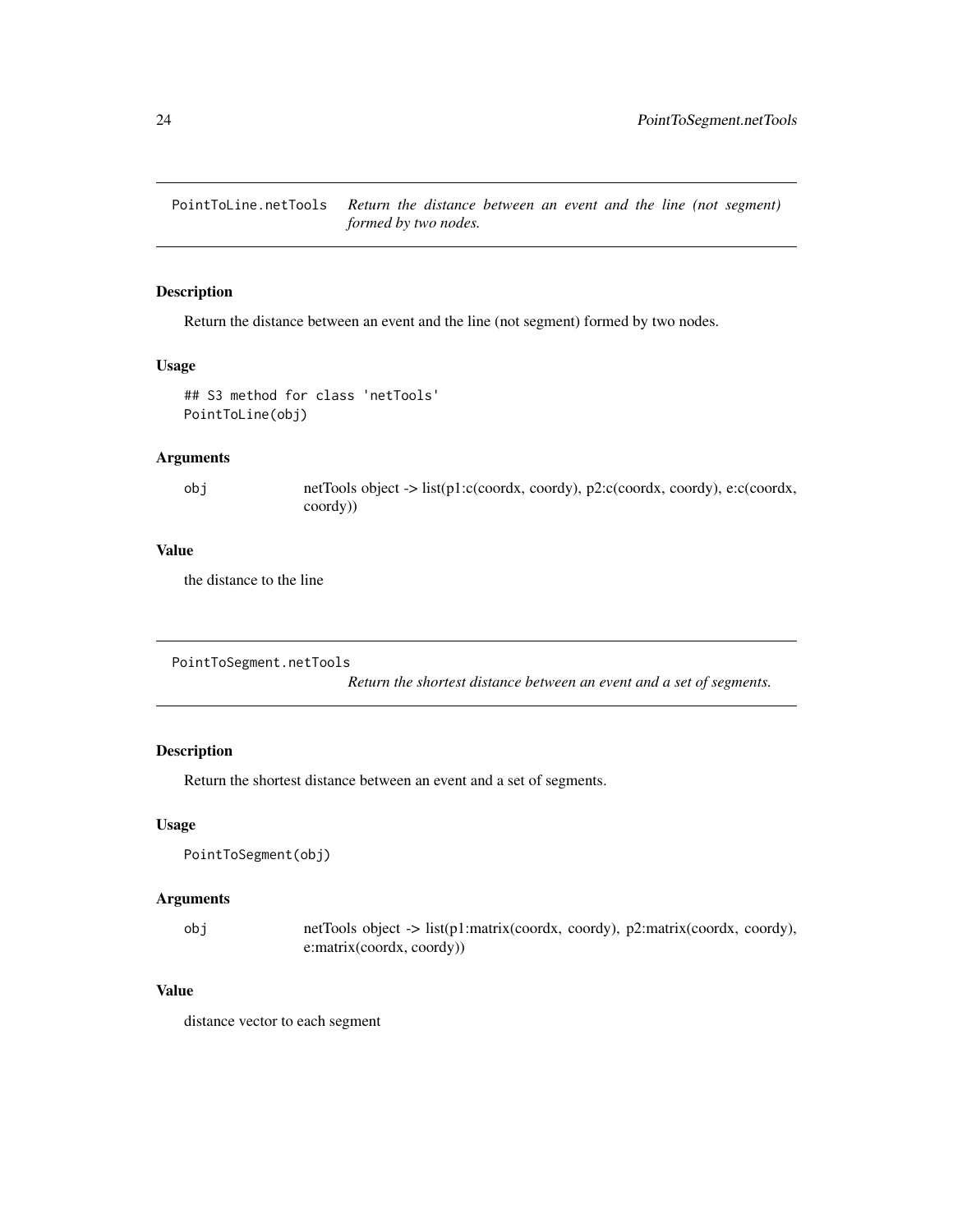## PointToLine.netTools — *Return the distance between an event and the line (not segment) formed by two nodes.*

### Description

Return the distance between an event and the line (not segment) formed by two nodes.

### Usage

```
## S3 method for class 'netTools'
PointToLine(obj)
```

### Arguments

| | |
|---|---|
| obj | netTools object -> list(p1:c(coordx, coordy), p2:c(coordx, coordy), e:c(coordx, coordy)) |

### Value

the distance to the line

## PointToSegment.netTools — *Return the shortest distance between an event and a set of segments.*

### Description

Return the shortest distance between an event and a set of segments.

### Usage

```
PointToSegment(obj)
```

### Arguments

| | |
|---|---|
| obj | netTools object -> list(p1:matrix(coordx, coordy), p2:matrix(coordx, coordy), e:matrix(coordx, coordy)) |

### Value

distance vector to each segment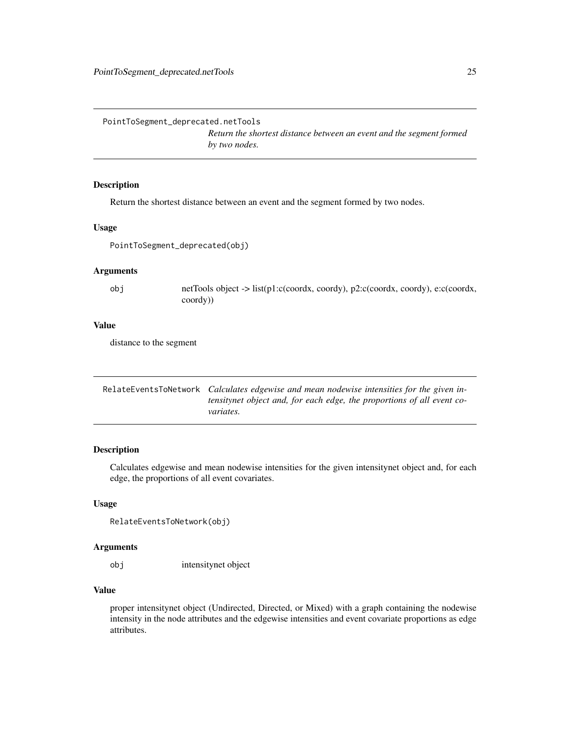## PointToSegment_deprecated.netTools

*Return the shortest distance between an event and the segment formed by two nodes.*

### Description

Return the shortest distance between an event and the segment formed by two nodes.

### Usage

```
PointToSegment_deprecated(obj)
```

### Arguments

| | |
|---|---|
| obj | netTools object -> list(p1:c(coordx, coordy), p2:c(coordx, coordy), e:c(coordx, coordy)) |

### Value

distance to the segment

## RelateEventsToNetwork

*Calculates edgewise and mean nodewise intensities for the given intensitynet object and, for each edge, the proportions of all event covariates.*

### Description

Calculates edgewise and mean nodewise intensities for the given intensitynet object and, for each edge, the proportions of all event covariates.

### Usage

```
RelateEventsToNetwork(obj)
```

### Arguments

| | |
|---|---|
| obj | intensitynet object |

### Value

proper intensitynet object (Undirected, Directed, or Mixed) with a graph containing the nodewise intensity in the node attributes and the edgewise intensities and event covariate proportions as edge attributes.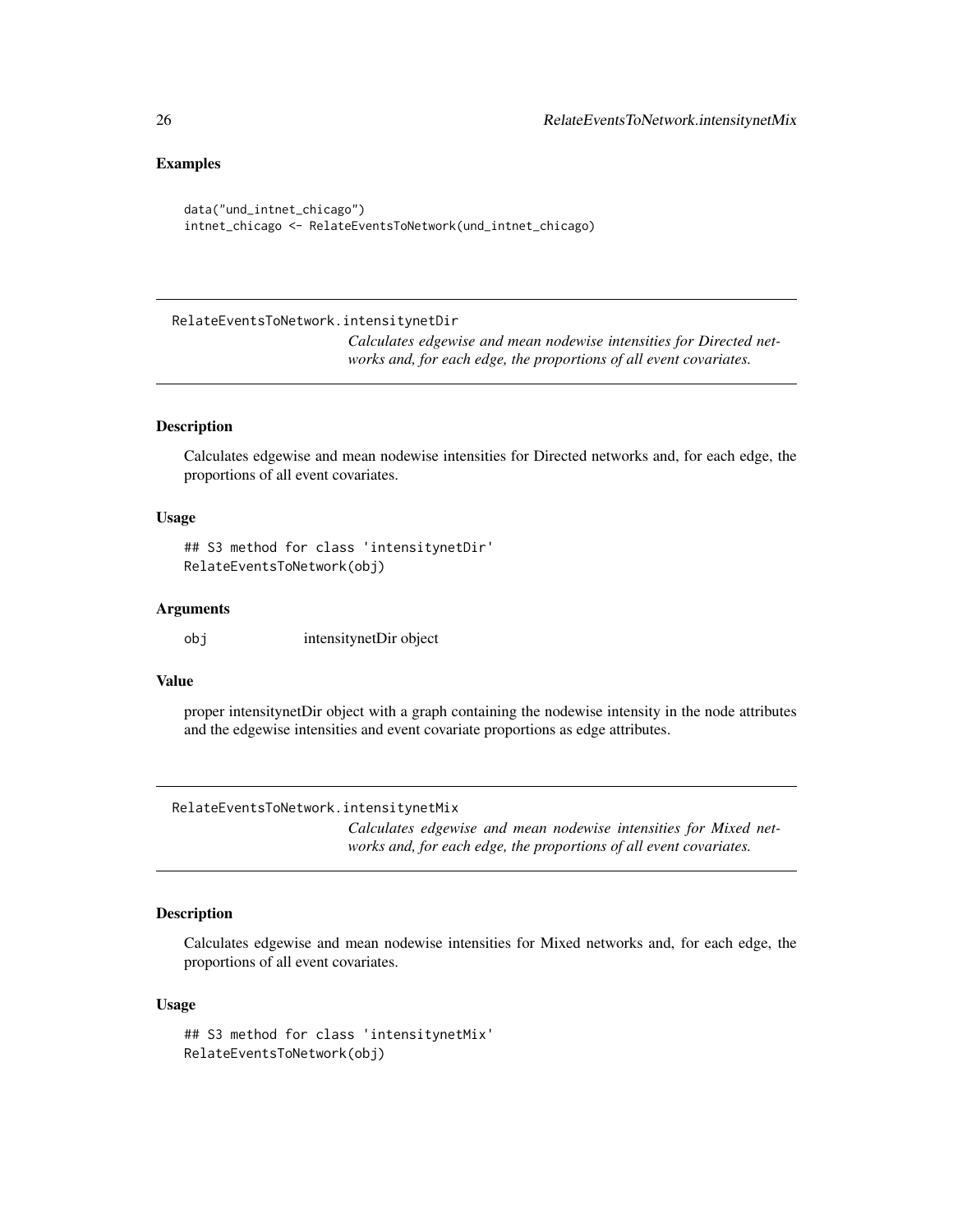## Examples

```
data("und_intnet_chicago")
intnet_chicago <- RelateEventsToNetwork(und_intnet_chicago)
```

---

## RelateEventsToNetwork.intensitynetDir

*Calculates edgewise and mean nodewise intensities for Directed networks and, for each edge, the proportions of all event covariates.*

---

### Description

Calculates edgewise and mean nodewise intensities for Directed networks and, for each edge, the proportions of all event covariates.

### Usage

```
## S3 method for class 'intensitynetDir'
RelateEventsToNetwork(obj)
```

### Arguments

`obj` intensitynetDir object

### Value

proper intensitynetDir object with a graph containing the nodewise intensity in the node attributes and the edgewise intensities and event covariate proportions as edge attributes.

---

## RelateEventsToNetwork.intensitynetMix

*Calculates edgewise and mean nodewise intensities for Mixed networks and, for each edge, the proportions of all event covariates.*

---

### Description

Calculates edgewise and mean nodewise intensities for Mixed networks and, for each edge, the proportions of all event covariates.

### Usage

```
## S3 method for class 'intensitynetMix'
RelateEventsToNetwork(obj)
```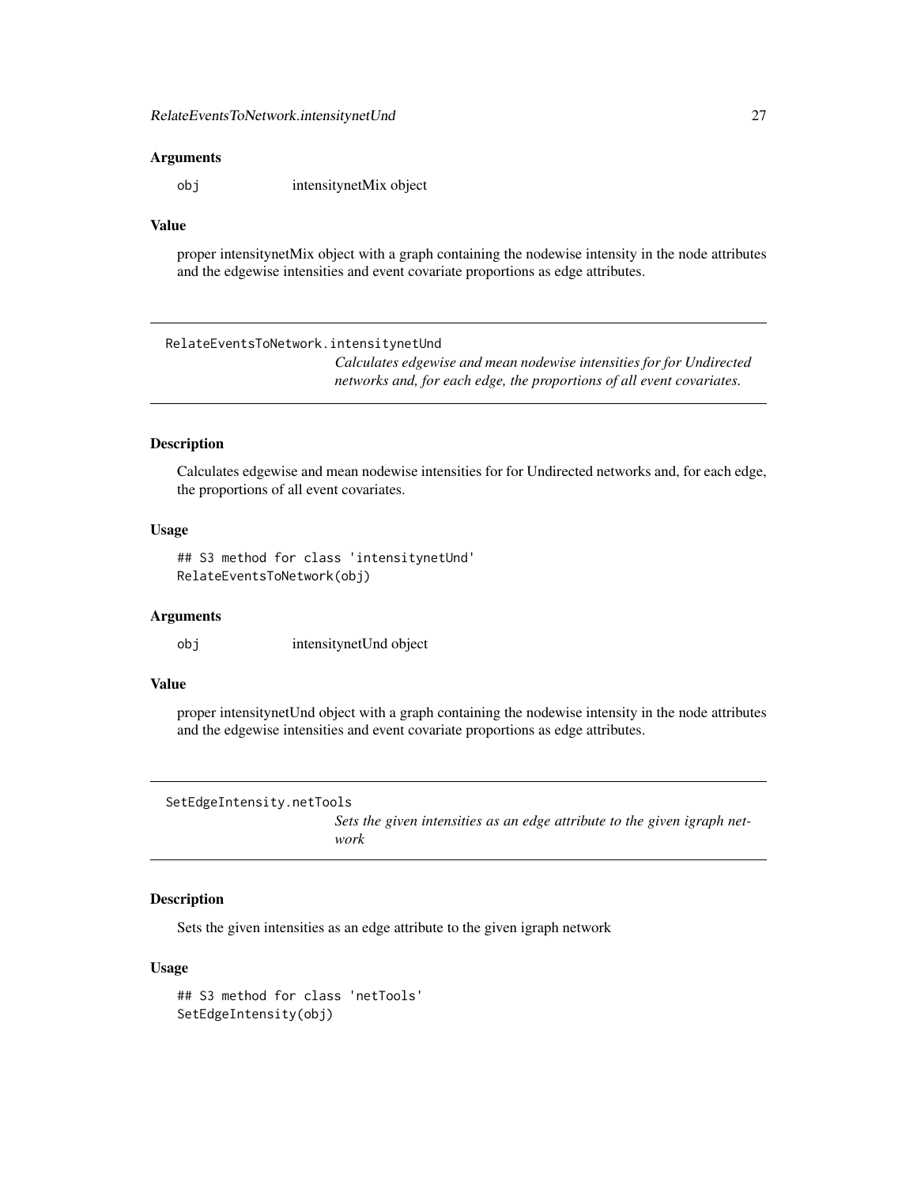### Arguments

obj intensitynetMix object

### Value

proper intensitynetMix object with a graph containing the nodewise intensity in the node attributes and the edgewise intensities and event covariate proportions as edge attributes.

---

## RelateEventsToNetwork.intensitynetUnd

*Calculates edgewise and mean nodewise intensities for for Undirected networks and, for each edge, the proportions of all event covariates.*

### Description

Calculates edgewise and mean nodewise intensities for for Undirected networks and, for each edge, the proportions of all event covariates.

### Usage

```
## S3 method for class 'intensitynetUnd'
RelateEventsToNetwork(obj)
```

### Arguments

obj intensitynetUnd object

### Value

proper intensitynetUnd object with a graph containing the nodewise intensity in the node attributes and the edgewise intensities and event covariate proportions as edge attributes.

---

## SetEdgeIntensity.netTools

*Sets the given intensities as an edge attribute to the given igraph network*

### Description

Sets the given intensities as an edge attribute to the given igraph network

### Usage

```
## S3 method for class 'netTools'
SetEdgeIntensity(obj)
```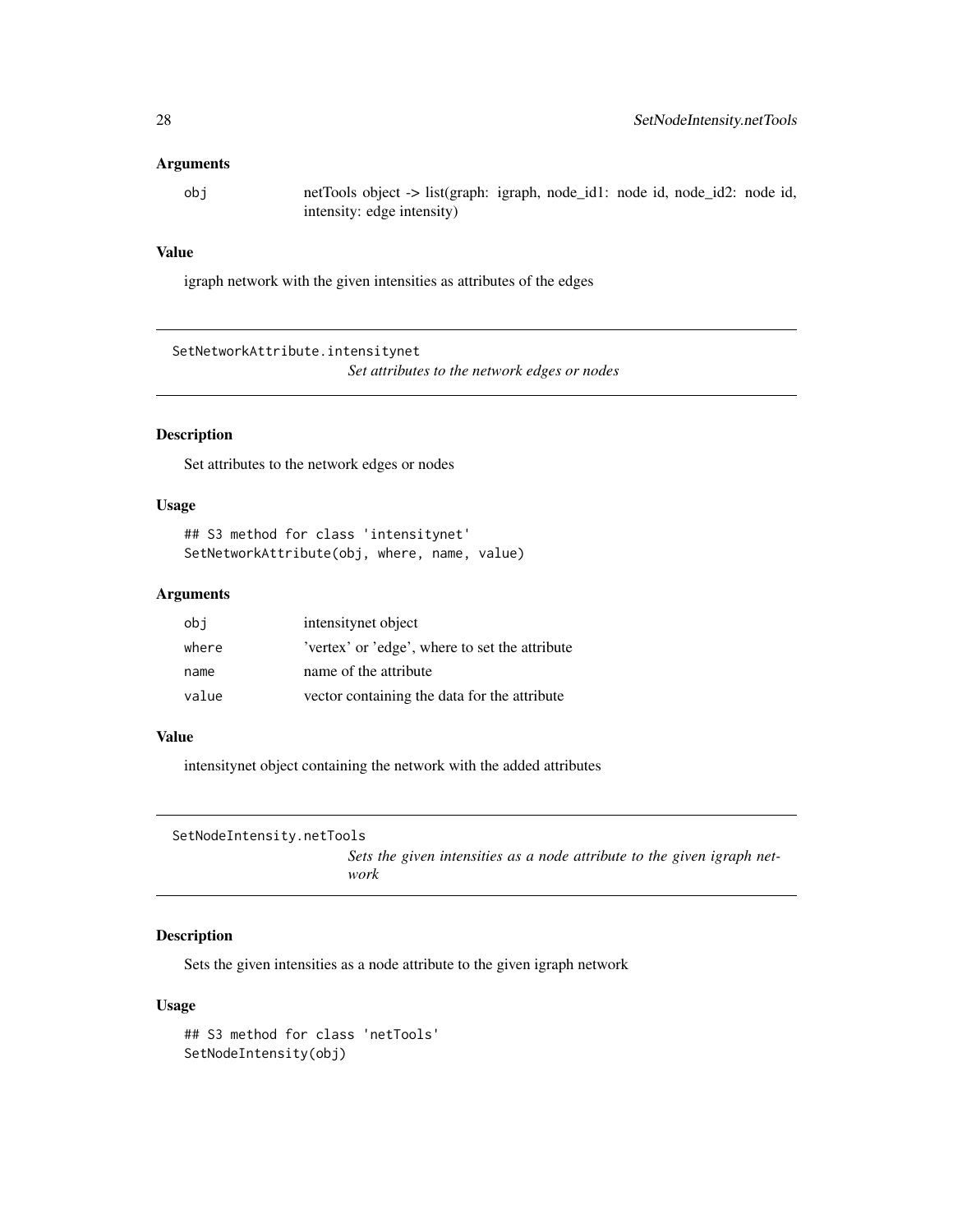### Arguments

| | |
|---|---|
| obj | netTools object -> list(graph: igraph, node_id1: node id, node_id2: node id, intensity: edge intensity) |

### Value

igraph network with the given intensities as attributes of the edges

---

## SetNetworkAttribute.intensitynet

*Set attributes to the network edges or nodes*

---

### Description

Set attributes to the network edges or nodes

### Usage

```
## S3 method for class 'intensitynet'
SetNetworkAttribute(obj, where, name, value)
```

### Arguments

| | |
|---|---|
| obj | intensitynet object |
| where | 'vertex' or 'edge', where to set the attribute |
| name | name of the attribute |
| value | vector containing the data for the attribute |

### Value

intensitynet object containing the network with the added attributes

---

## SetNodeIntensity.netTools

*Sets the given intensities as a node attribute to the given igraph network*

---

### Description

Sets the given intensities as a node attribute to the given igraph network

### Usage

```
## S3 method for class 'netTools'
SetNodeIntensity(obj)
```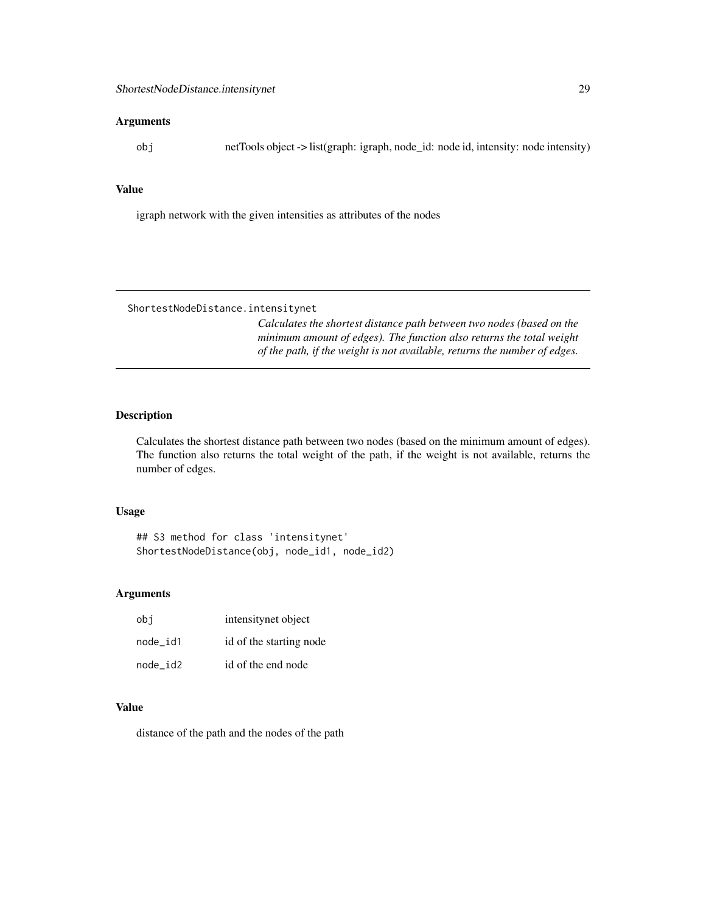## Arguments

| | |
|---|---|
| obj | netTools object -> list(graph: igraph, node_id: node id, intensity: node intensity) |

## Value

igraph network with the given intensities as attributes of the nodes

---

# ShortestNodeDistance.intensitynet

*Calculates the shortest distance path between two nodes (based on the minimum amount of edges). The function also returns the total weight of the path, if the weight is not available, returns the number of edges.*

---

## Description

Calculates the shortest distance path between two nodes (based on the minimum amount of edges). The function also returns the total weight of the path, if the weight is not available, returns the number of edges.

## Usage

```
## S3 method for class 'intensitynet'
ShortestNodeDistance(obj, node_id1, node_id2)
```

## Arguments

| | |
|---|---|
| obj | intensitynet object |
| node_id1 | id of the starting node |
| node_id2 | id of the end node |

## Value

distance of the path and the nodes of the path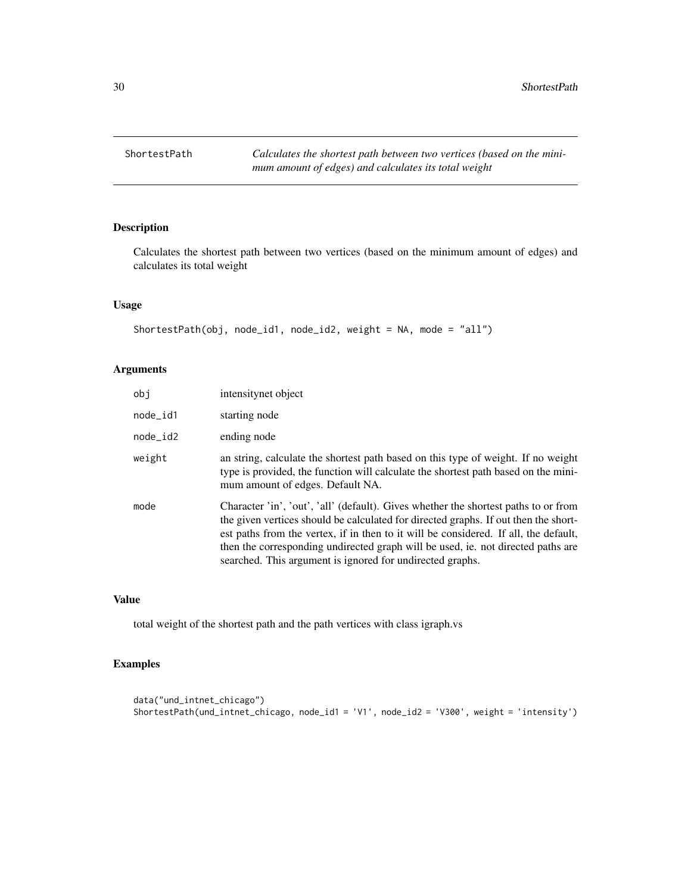## ShortestPath — *Calculates the shortest path between two vertices (based on the minimum amount of edges) and calculates its total weight*

### Description

Calculates the shortest path between two vertices (based on the minimum amount of edges) and calculates its total weight

### Usage

```
ShortestPath(obj, node_id1, node_id2, weight = NA, mode = "all")
```

### Arguments

| | |
|---|---|
| obj | intensitynet object |
| node_id1 | starting node |
| node_id2 | ending node |
| weight | an string, calculate the shortest path based on this type of weight. If no weight type is provided, the function will calculate the shortest path based on the minimum amount of edges. Default NA. |
| mode | Character 'in', 'out', 'all' (default). Gives whether the shortest paths to or from the given vertices should be calculated for directed graphs. If out then the shortest paths from the vertex, if in then to it will be considered. If all, the default, then the corresponding undirected graph will be used, ie. not directed paths are searched. This argument is ignored for undirected graphs. |

### Value

total weight of the shortest path and the path vertices with class igraph.vs

### Examples

```
data("und_intnet_chicago")
ShortestPath(und_intnet_chicago, node_id1 = 'V1', node_id2 = 'V300', weight = 'intensity')
```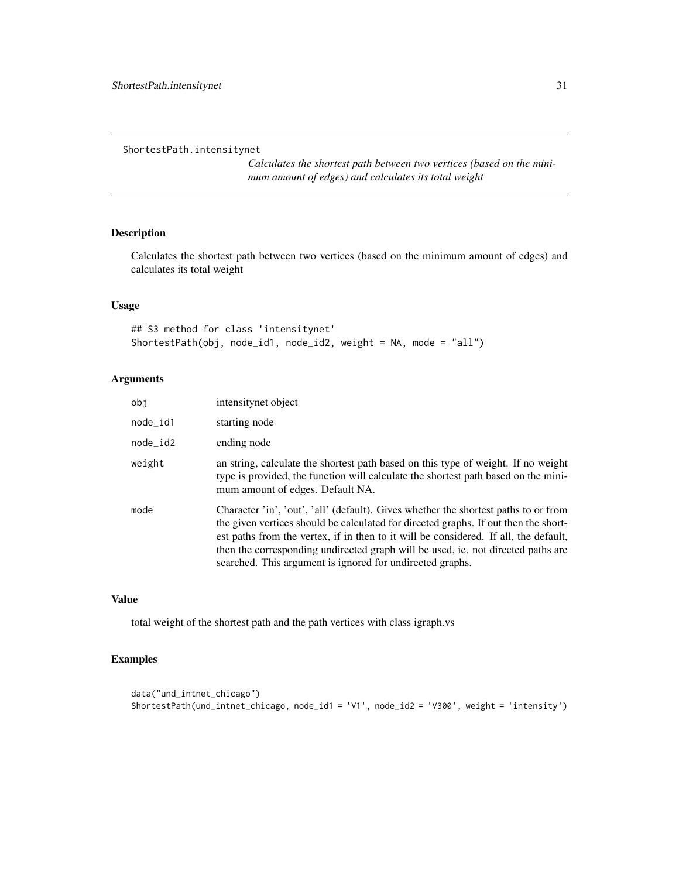ShortestPath.intensitynet

*Calculates the shortest path between two vertices (based on the minimum amount of edges) and calculates its total weight*

## Description

Calculates the shortest path between two vertices (based on the minimum amount of edges) and calculates its total weight

## Usage

```
## S3 method for class 'intensitynet'
ShortestPath(obj, node_id1, node_id2, weight = NA, mode = "all")
```

## Arguments

| | |
|---|---|
| obj | intensitynet object |
| node_id1 | starting node |
| node_id2 | ending node |
| weight | an string, calculate the shortest path based on this type of weight. If no weight type is provided, the function will calculate the shortest path based on the minimum amount of edges. Default NA. |
| mode | Character 'in', 'out', 'all' (default). Gives whether the shortest paths to or from the given vertices should be calculated for directed graphs. If out then the shortest paths from the vertex, if in then to it will be considered. If all, the default, then the corresponding undirected graph will be used, ie. not directed paths are searched. This argument is ignored for undirected graphs. |

## Value

total weight of the shortest path and the path vertices with class igraph.vs

## Examples

```
data("und_intnet_chicago")
ShortestPath(und_intnet_chicago, node_id1 = 'V1', node_id2 = 'V300', weight = 'intensity')
```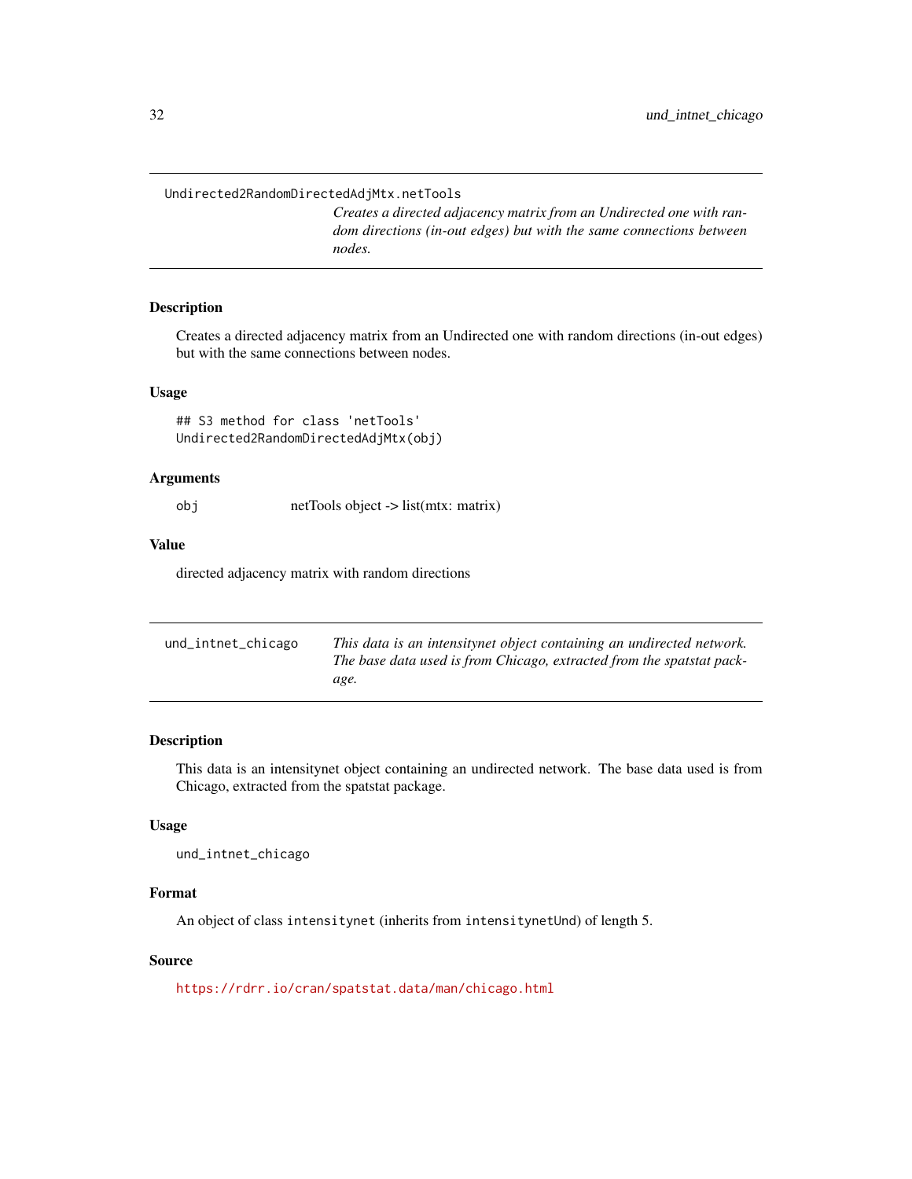## Undirected2RandomDirectedAdjMtx.netTools

*Creates a directed adjacency matrix from an Undirected one with random directions (in-out edges) but with the same connections between nodes.*

### Description

Creates a directed adjacency matrix from an Undirected one with random directions (in-out edges) but with the same connections between nodes.

### Usage

```
## S3 method for class 'netTools'
Undirected2RandomDirectedAdjMtx(obj)
```

### Arguments

| | |
|---|---|
| obj | netTools object -> list(mtx: matrix) |

### Value

directed adjacency matrix with random directions

## und_intnet_chicago

*This data is an intensitynet object containing an undirected network. The base data used is from Chicago, extracted from the spatstat package.*

### Description

This data is an intensitynet object containing an undirected network. The base data used is from Chicago, extracted from the spatstat package.

### Usage

```
und_intnet_chicago
```

### Format

An object of class `intensitynet` (inherits from `intensitynetUnd`) of length 5.

### Source

https://rdrr.io/cran/spatstat.data/man/chicago.html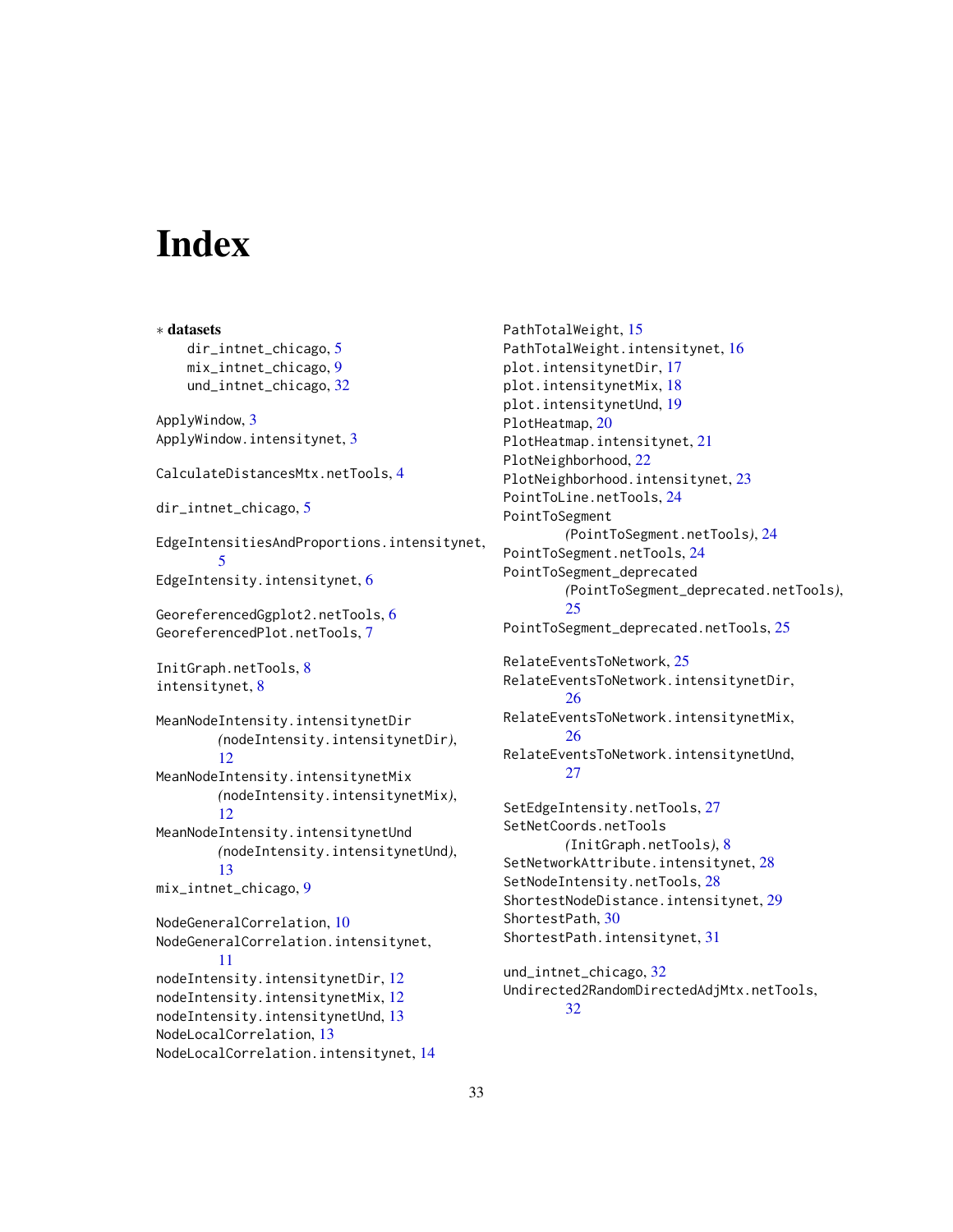# Index

∗ **datasets**
- dir_intnet_chicago, 5
- mix_intnet_chicago, 9
- und_intnet_chicago, 32

ApplyWindow, 3
ApplyWindow.intensitynet, 3

CalculateDistancesMtx.netTools, 4

dir_intnet_chicago, 5

EdgeIntensitiesAndProportions.intensitynet, 5
EdgeIntensity.intensitynet, 6

GeoreferencedGgplot2.netTools, 6
GeoreferencedPlot.netTools, 7

InitGraph.netTools, 8
intensitynet, 8

MeanNodeIntensity.intensitynetDir (nodeIntensity.intensitynetDir), 12
MeanNodeIntensity.intensitynetMix (nodeIntensity.intensitynetMix), 12
MeanNodeIntensity.intensitynetUnd (nodeIntensity.intensitynetUnd), 13
mix_intnet_chicago, 9

NodeGeneralCorrelation, 10
NodeGeneralCorrelation.intensitynet, 11
nodeIntensity.intensitynetDir, 12
nodeIntensity.intensitynetMix, 12
nodeIntensity.intensitynetUnd, 13
NodeLocalCorrelation, 13
NodeLocalCorrelation.intensitynet, 14

PathTotalWeight, 15
PathTotalWeight.intensitynet, 16
plot.intensitynetDir, 17
plot.intensitynetMix, 18
plot.intensitynetUnd, 19
PlotHeatmap, 20
PlotHeatmap.intensitynet, 21
PlotNeighborhood, 22
PlotNeighborhood.intensitynet, 23
PointToLine.netTools, 24
PointToSegment (PointToSegment.netTools), 24
PointToSegment.netTools, 24
PointToSegment_deprecated (PointToSegment_deprecated.netTools), 25
PointToSegment_deprecated.netTools, 25

RelateEventsToNetwork, 25
RelateEventsToNetwork.intensitynetDir, 26
RelateEventsToNetwork.intensitynetMix, 26
RelateEventsToNetwork.intensitynetUnd, 27

SetEdgeIntensity.netTools, 27
SetNetCoords.netTools (InitGraph.netTools), 8
SetNetworkAttribute.intensitynet, 28
SetNodeIntensity.netTools, 28
ShortestNodeDistance.intensitynet, 29
ShortestPath, 30
ShortestPath.intensitynet, 31

und_intnet_chicago, 32
Undirected2RandomDirectedAdjMtx.netTools, 32